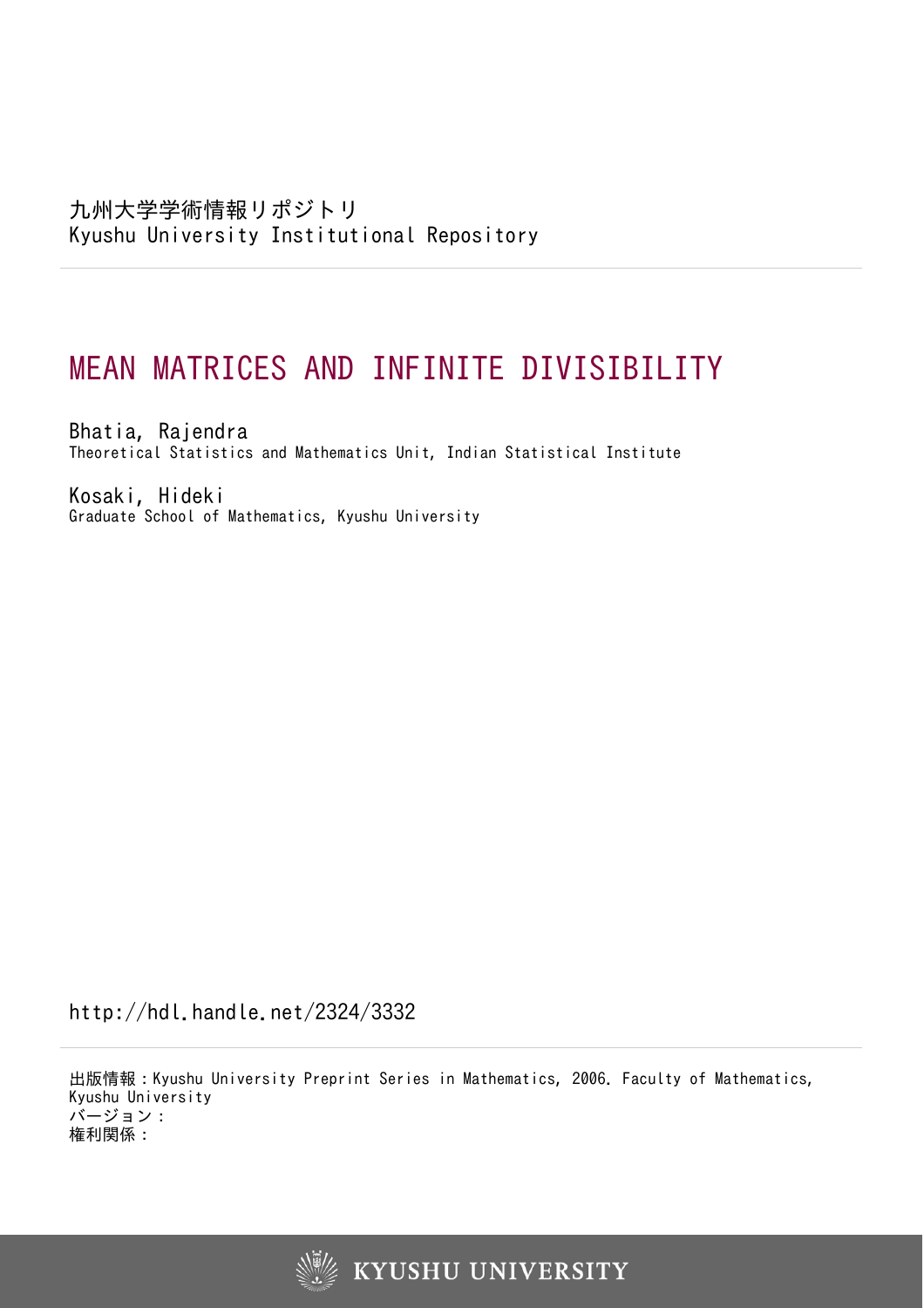九州大学学術情報リポジトリ
Kyushu University Institutional Repository

# MEAN MATRICES AND INFINITE DIVISIBILITY

Bhatia, Rajendra
Theoretical Statistics and Mathematics Unit, Indian Statistical Institute

Kosaki, Hideki
Graduate School of Mathematics, Kyushu University

http://hdl.handle.net/2324/3332

出版情報：Kyushu University Preprint Series in Mathematics, 2006. Faculty of Mathematics, Kyushu University
バージョン：
権利関係：

KYUSHU UNIVERSITY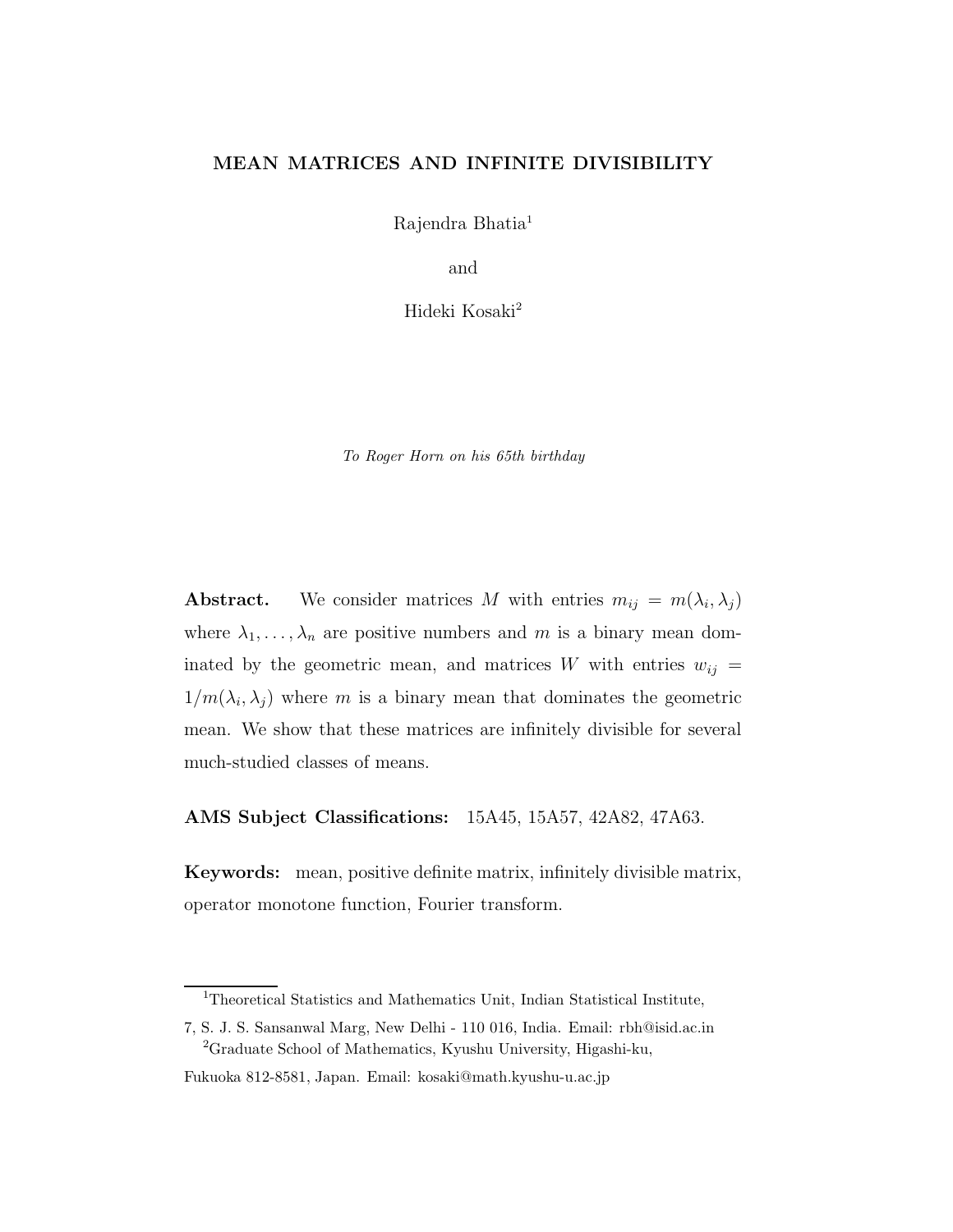**MEAN MATRICES AND INFINITE DIVISIBILITY**

Rajendra Bhatia[1]

and

Hideki Kosaki[2]

*To Roger Horn on his 65th birthday*

**Abstract.** We consider matrices $M$ with entries $m_{ij} = m(\lambda_i, \lambda_j)$ where $\lambda_1, \ldots, \lambda_n$ are positive numbers and $m$ is a binary mean dominated by the geometric mean, and matrices $W$ with entries $w_{ij} = 1/m(\lambda_i, \lambda_j)$ where $m$ is a binary mean that dominates the geometric mean. We show that these matrices are infinitely divisible for several much-studied classes of means.

**AMS Subject Classifications:** 15A45, 15A57, 42A82, 47A63.

**Keywords:** mean, positive definite matrix, infinitely divisible matrix, operator monotone function, Fourier transform.

[1]Theoretical Statistics and Mathematics Unit, Indian Statistical Institute, 7, S. J. S. Sansanwal Marg, New Delhi - 110 016, India. Email: rbh@isid.ac.in

[2]Graduate School of Mathematics, Kyushu University, Higashi-ku, Fukuoka 812-8581, Japan. Email: kosaki@math.kyushu-u.ac.jp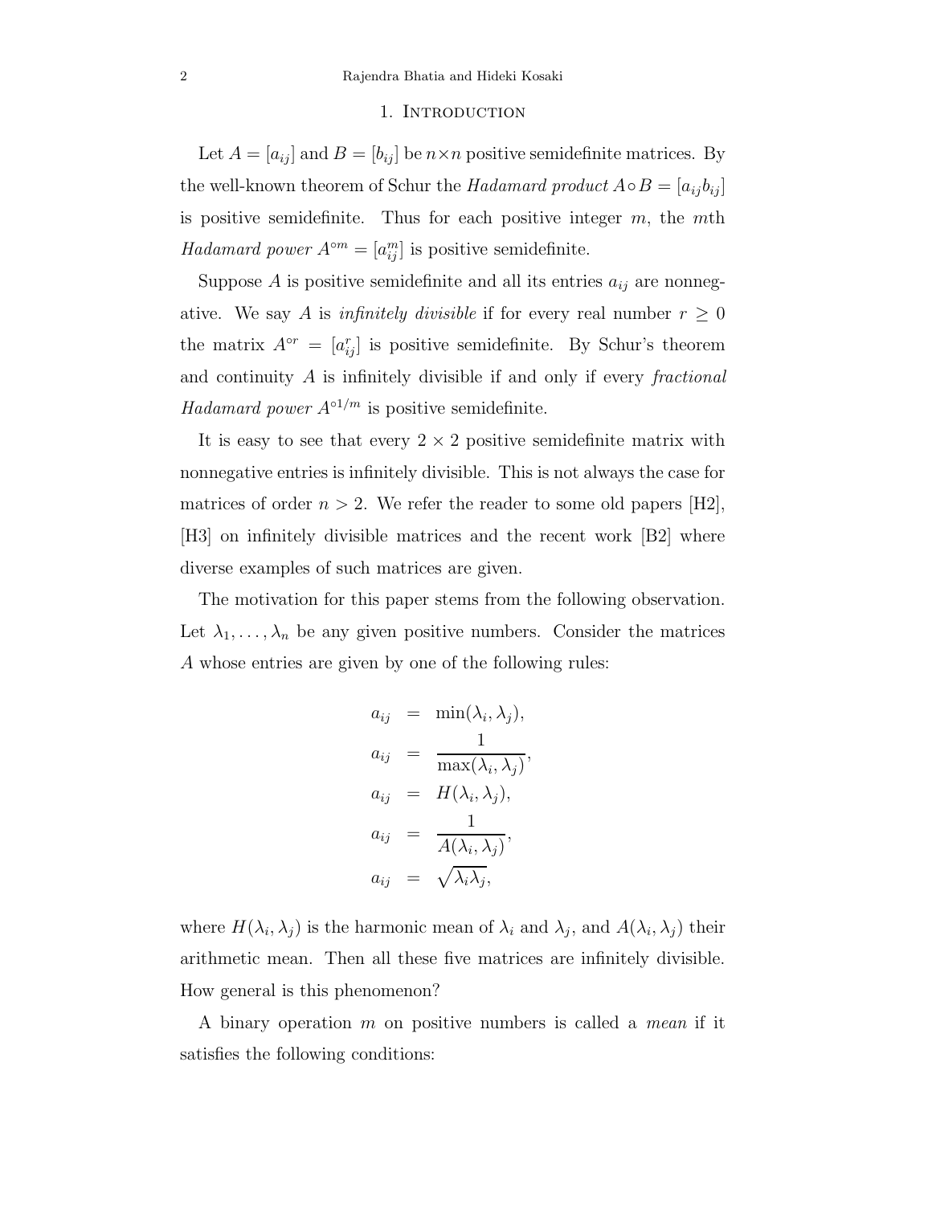## 1. Introduction

Let $A = [a_{ij}]$ and $B = [b_{ij}]$ be $n \times n$ positive semidefinite matrices. By the well-known theorem of Schur the *Hadamard product* $A \circ B = [a_{ij} b_{ij}]$ is positive semidefinite. Thus for each positive integer $m$, the $m$th *Hadamard power* $A^{\circ m} = [a_{ij}^m]$ is positive semidefinite.

Suppose $A$ is positive semidefinite and all its entries $a_{ij}$ are nonnegative. We say $A$ is *infinitely divisible* if for every real number $r \geq 0$ the matrix $A^{\circ r} = [a_{ij}^r]$ is positive semidefinite. By Schur's theorem and continuity $A$ is infinitely divisible if and only if every *fractional Hadamard power* $A^{\circ 1/m}$ is positive semidefinite.

It is easy to see that every $2 \times 2$ positive semidefinite matrix with nonnegative entries is infinitely divisible. This is not always the case for matrices of order $n > 2$. We refer the reader to some old papers [H2], [H3] on infinitely divisible matrices and the recent work [B2] where diverse examples of such matrices are given.

The motivation for this paper stems from the following observation. Let $\lambda_1, \ldots, \lambda_n$ be any given positive numbers. Consider the matrices $A$ whose entries are given by one of the following rules:

$$
\begin{aligned}
a_{ij} &= \min(\lambda_i, \lambda_j), \\
a_{ij} &= \frac{1}{\max(\lambda_i, \lambda_j)}, \\
a_{ij} &= H(\lambda_i, \lambda_j), \\
a_{ij} &= \frac{1}{A(\lambda_i, \lambda_j)}, \\
a_{ij} &= \sqrt{\lambda_i \lambda_j},
\end{aligned}
$$

where $H(\lambda_i, \lambda_j)$ is the harmonic mean of $\lambda_i$ and $\lambda_j$, and $A(\lambda_i, \lambda_j)$ their arithmetic mean. Then all these five matrices are infinitely divisible. How general is this phenomenon?

A binary operation $m$ on positive numbers is called a *mean* if it satisfies the following conditions: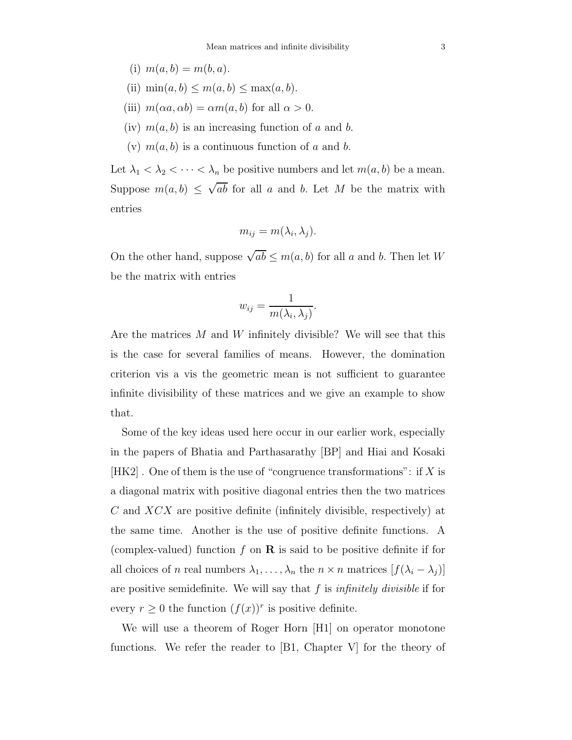(i) $m(a, b) = m(b, a)$.

(ii) $\min(a, b) \leq m(a, b) \leq \max(a, b)$.

(iii) $m(\alpha a, \alpha b) = \alpha m(a, b)$ for all $\alpha > 0$.

(iv) $m(a, b)$ is an increasing function of $a$ and $b$.

(v) $m(a, b)$ is a continuous function of $a$ and $b$.

Let $\lambda_1 < \lambda_2 < \cdots < \lambda_n$ be positive numbers and let $m(a, b)$ be a mean. Suppose $m(a, b) \leq \sqrt{ab}$ for all $a$ and $b$. Let $M$ be the matrix with entries

$$m_{ij} = m(\lambda_i, \lambda_j).$$

On the other hand, suppose $\sqrt{ab} \leq m(a, b)$ for all $a$ and $b$. Then let $W$ be the matrix with entries

$$w_{ij} = \frac{1}{m(\lambda_i, \lambda_j)}.$$

Are the matrices $M$ and $W$ infinitely divisible? We will see that this is the case for several families of means. However, the domination criterion vis a vis the geometric mean is not sufficient to guarantee infinite divisibility of these matrices and we give an example to show that.

Some of the key ideas used here occur in our earlier work, especially in the papers of Bhatia and Parthasarathy [BP] and Hiai and Kosaki [HK2] . One of them is the use of "congruence transformations": if $X$ is a diagonal matrix with positive diagonal entries then the two matrices $C$ and $XCX$ are positive definite (infinitely divisible, respectively) at the same time. Another is the use of positive definite functions. A (complex-valued) function $f$ on $\mathbf{R}$ is said to be positive definite if for all choices of $n$ real numbers $\lambda_1, \ldots, \lambda_n$ the $n \times n$ matrices $[f(\lambda_i - \lambda_j)]$ are positive semidefinite. We will say that $f$ is *infinitely divisible* if for every $r \geq 0$ the function $(f(x))^r$ is positive definite.

We will use a theorem of Roger Horn [H1] on operator monotone functions. We refer the reader to [B1, Chapter V] for the theory of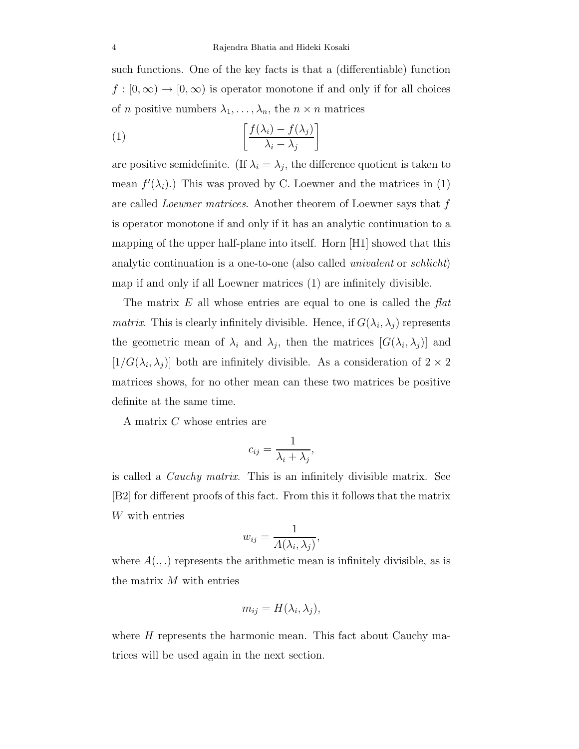such functions. One of the key facts is that a (differentiable) function $f : [0, \infty) \to [0, \infty)$ is operator monotone if and only if for all choices of $n$ positive numbers $\lambda_1, \ldots, \lambda_n$, the $n \times n$ matrices

$$\left[ \frac{f(\lambda_i) - f(\lambda_j)}{\lambda_i - \lambda_j} \right] \tag{1}$$

are positive semidefinite. (If $\lambda_i = \lambda_j$, the difference quotient is taken to mean $f'(\lambda_i)$.) This was proved by C. Loewner and the matrices in (1) are called *Loewner matrices*. Another theorem of Loewner says that $f$ is operator monotone if and only if it has an analytic continuation to a mapping of the upper half-plane into itself. Horn [H1] showed that this analytic continuation is a one-to-one (also called *univalent* or *schlicht*) map if and only if all Loewner matrices (1) are infinitely divisible.

The matrix $E$ all whose entries are equal to one is called the *flat matrix*. This is clearly infinitely divisible. Hence, if $G(\lambda_i, \lambda_j)$ represents the geometric mean of $\lambda_i$ and $\lambda_j$, then the matrices $[G(\lambda_i, \lambda_j)]$ and $[1/G(\lambda_i, \lambda_j)]$ both are infinitely divisible. As a consideration of $2 \times 2$ matrices shows, for no other mean can these two matrices be positive definite at the same time.

A matrix $C$ whose entries are

$$c_{ij} = \frac{1}{\lambda_i + \lambda_j},$$

is called a *Cauchy matrix.* This is an infinitely divisible matrix. See [B2] for different proofs of this fact. From this it follows that the matrix $W$ with entries

$$w_{ij} = \frac{1}{A(\lambda_i, \lambda_j)},$$

where $A(.,.)$ represents the arithmetic mean is infinitely divisible, as is the matrix $M$ with entries

$$m_{ij} = H(\lambda_i, \lambda_j),$$

where $H$ represents the harmonic mean. This fact about Cauchy matrices will be used again in the next section.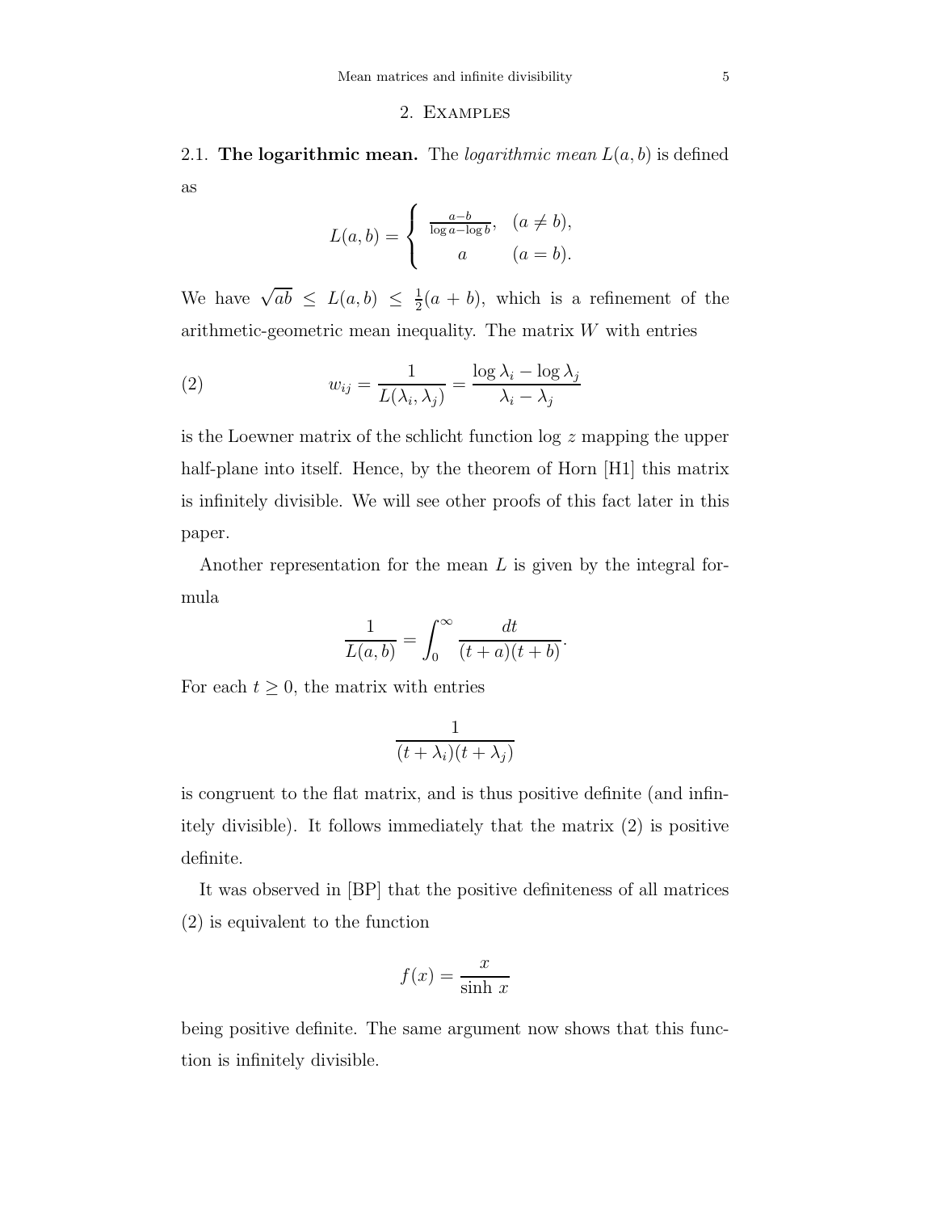## 2. Examples

2.1. **The logarithmic mean.** The *logarithmic mean* $L(a,b)$ is defined as

$$L(a,b) = \begin{cases} \frac{a-b}{\log a - \log b}, & (a \neq b), \\ a & (a = b). \end{cases}$$

We have $\sqrt{ab} \leq L(a,b) \leq \frac{1}{2}(a+b)$, which is a refinement of the arithmetic-geometric mean inequality. The matrix $W$ with entries

$$w_{ij} = \frac{1}{L(\lambda_i, \lambda_j)} = \frac{\log \lambda_i - \log \lambda_j}{\lambda_i - \lambda_j} \tag{2}$$

is the Loewner matrix of the schlicht function $\log z$ mapping the upper half-plane into itself. Hence, by the theorem of Horn [H1] this matrix is infinitely divisible. We will see other proofs of this fact later in this paper.

Another representation for the mean $L$ is given by the integral formula

$$\frac{1}{L(a,b)} = \int_0^\infty \frac{dt}{(t+a)(t+b)}.$$

For each $t \geq 0$, the matrix with entries

$$\frac{1}{(t+\lambda_i)(t+\lambda_j)}$$

is congruent to the flat matrix, and is thus positive definite (and infinitely divisible). It follows immediately that the matrix (2) is positive definite.

It was observed in [BP] that the positive definiteness of all matrices (2) is equivalent to the function

$$f(x) = \frac{x}{\sinh\, x}$$

being positive definite. The same argument now shows that this function is infinitely divisible.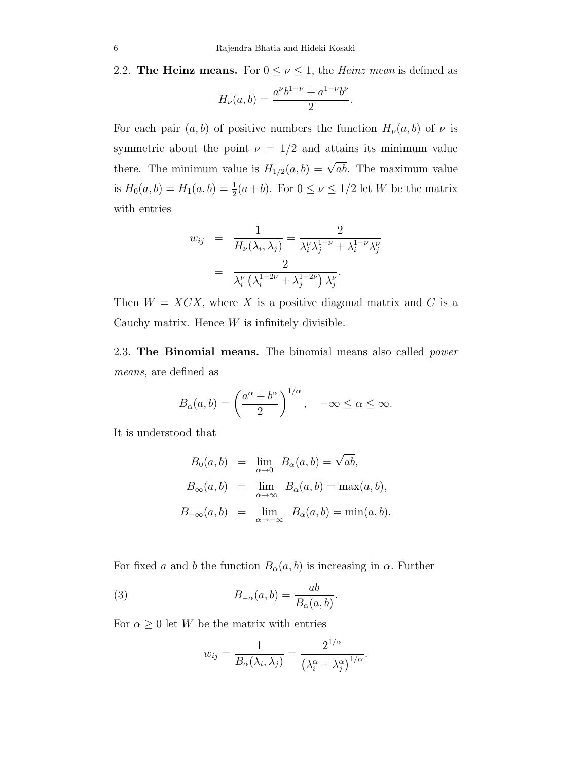2.2. **The Heinz means.** For $0 \leq \nu \leq 1$, the *Heinz mean* is defined as

$$H_\nu(a,b) = \frac{a^\nu b^{1-\nu} + a^{1-\nu} b^\nu}{2}.$$

For each pair $(a,b)$ of positive numbers the function $H_\nu(a,b)$ of $\nu$ is symmetric about the point $\nu = 1/2$ and attains its minimum value there. The minimum value is $H_{1/2}(a,b) = \sqrt{ab}$. The maximum value is $H_0(a,b) = H_1(a,b) = \frac{1}{2}(a+b)$. For $0 \leq \nu \leq 1/2$ let $W$ be the matrix with entries

$$\begin{aligned} w_{ij} &= \frac{1}{H_\nu(\lambda_i, \lambda_j)} = \frac{2}{\lambda_i^\nu \lambda_j^{1-\nu} + \lambda_i^{1-\nu} \lambda_j^\nu} \\ &= \frac{2}{\lambda_i^\nu \left( \lambda_i^{1-2\nu} + \lambda_j^{1-2\nu} \right) \lambda_j^\nu}. \end{aligned}$$

Then $W = XCX$, where $X$ is a positive diagonal matrix and $C$ is a Cauchy matrix. Hence $W$ is infinitely divisible.

2.3. **The Binomial means.** The binomial means also called *power means,* are defined as

$$B_\alpha(a,b) = \left( \frac{a^\alpha + b^\alpha}{2} \right)^{1/\alpha}, \quad -\infty \leq \alpha \leq \infty.$$

It is understood that

$$\begin{aligned} B_0(a,b) &= \lim_{\alpha \to 0} B_\alpha(a,b) = \sqrt{ab}, \\ B_\infty(a,b) &= \lim_{\alpha \to \infty} B_\alpha(a,b) = \max(a,b), \\ B_{-\infty}(a,b) &= \lim_{\alpha \to -\infty} B_\alpha(a,b) = \min(a,b). \end{aligned}$$

For fixed $a$ and $b$ the function $B_\alpha(a,b)$ is increasing in $\alpha$. Further

$$B_{-\alpha}(a,b) = \frac{ab}{B_\alpha(a,b)}. \tag{3}$$

For $\alpha \geq 0$ let $W$ be the matrix with entries

$$w_{ij} = \frac{1}{B_\alpha(\lambda_i, \lambda_j)} = \frac{2^{1/\alpha}}{\left( \lambda_i^\alpha + \lambda_j^\alpha \right)^{1/\alpha}}.$$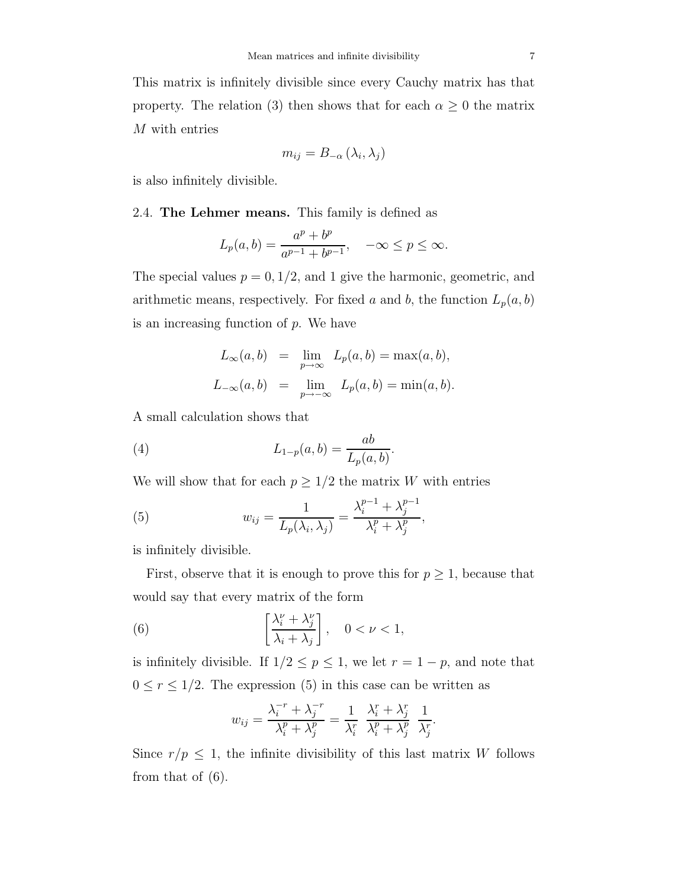This matrix is infinitely divisible since every Cauchy matrix has that property. The relation (3) then shows that for each $\alpha \geq 0$ the matrix $M$ with entries

$$m_{ij} = B_{-\alpha}\left(\lambda_i, \lambda_j\right)$$

is also infinitely divisible.

2.4. **The Lehmer means.** This family is defined as

$$L_p(a,b) = \frac{a^p + b^p}{a^{p-1} + b^{p-1}}, \quad -\infty \leq p \leq \infty.$$

The special values $p = 0, 1/2$, and 1 give the harmonic, geometric, and arithmetic means, respectively. For fixed $a$ and $b$, the function $L_p(a,b)$ is an increasing function of $p$. We have

$$\begin{aligned} L_\infty(a,b) &= \lim_{p\to\infty} L_p(a,b) = \max(a,b), \\ L_{-\infty}(a,b) &= \lim_{p\to-\infty} L_p(a,b) = \min(a,b). \end{aligned}$$

A small calculation shows that

$$L_{1-p}(a,b) = \frac{ab}{L_p(a,b)}. \tag{4}$$

We will show that for each $p \geq 1/2$ the matrix $W$ with entries

$$w_{ij} = \frac{1}{L_p(\lambda_i, \lambda_j)} = \frac{\lambda_i^{p-1} + \lambda_j^{p-1}}{\lambda_i^p + \lambda_j^p}, \tag{5}$$

is infinitely divisible.

First, observe that it is enough to prove this for $p \geq 1$, because that would say that every matrix of the form

$$\left[\frac{\lambda_i^\nu + \lambda_j^\nu}{\lambda_i + \lambda_j}\right], \quad 0 < \nu < 1, \tag{6}$$

is infinitely divisible. If $1/2 \leq p \leq 1$, we let $r = 1 - p$, and note that $0 \leq r \leq 1/2$. The expression (5) in this case can be written as

$$w_{ij} = \frac{\lambda_i^{-r} + \lambda_j^{-r}}{\lambda_i^p + \lambda_j^p} = \frac{1}{\lambda_i^r} \; \frac{\lambda_i^r + \lambda_j^r}{\lambda_i^p + \lambda_j^p} \; \frac{1}{\lambda_j^r}.$$

Since $r/p \leq 1$, the infinite divisibility of this last matrix $W$ follows from that of (6).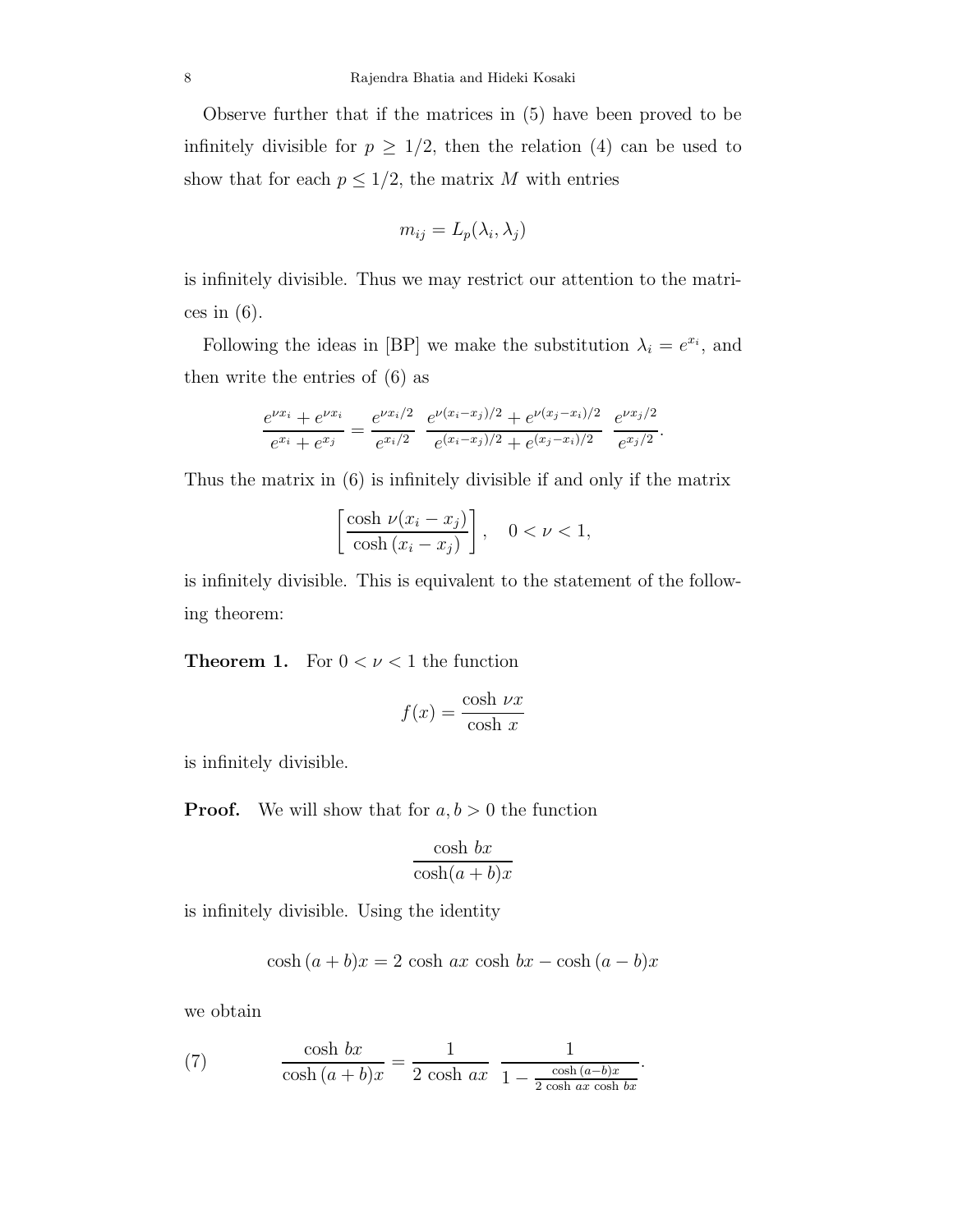Observe further that if the matrices in (5) have been proved to be infinitely divisible for $p \geq 1/2$, then the relation (4) can be used to show that for each $p \leq 1/2$, the matrix $M$ with entries

$$m_{ij} = L_p(\lambda_i, \lambda_j)$$

is infinitely divisible. Thus we may restrict our attention to the matrices in (6).

Following the ideas in [BP] we make the substitution $\lambda_i = e^{x_i}$, and then write the entries of (6) as

$$\frac{e^{\nu x_i} + e^{\nu x_i}}{e^{x_i} + e^{x_j}} = \frac{e^{\nu x_i/2}}{e^{x_i/2}} \; \frac{e^{\nu(x_i - x_j)/2} + e^{\nu(x_j - x_i)/2}}{e^{(x_i - x_j)/2} + e^{(x_j - x_i)/2}} \; \frac{e^{\nu x_j/2}}{e^{x_j/2}}.$$

Thus the matrix in (6) is infinitely divisible if and only if the matrix

$$\left[ \frac{\cosh\, \nu(x_i - x_j)}{\cosh\,(x_i - x_j)} \right], \quad 0 < \nu < 1,$$

is infinitely divisible. This is equivalent to the statement of the following theorem:

**Theorem 1.** For $0 < \nu < 1$ the function

$$f(x) = \frac{\cosh\, \nu x}{\cosh\, x}$$

is infinitely divisible.

**Proof.** We will show that for $a, b > 0$ the function

$$\frac{\cosh\, bx}{\cosh(a+b)x}$$

is infinitely divisible. Using the identity

$$\cosh\,(a+b)x = 2\, \cosh\, ax\, \cosh\, bx - \cosh\,(a-b)x$$

we obtain

$$\frac{\cosh\, bx}{\cosh\,(a+b)x} = \frac{1}{2\, \cosh\, ax} \; \frac{1}{1 - \frac{\cosh\,(a-b)x}{2\, \cosh\, ax\, \cosh\, bx}}. \tag{7}$$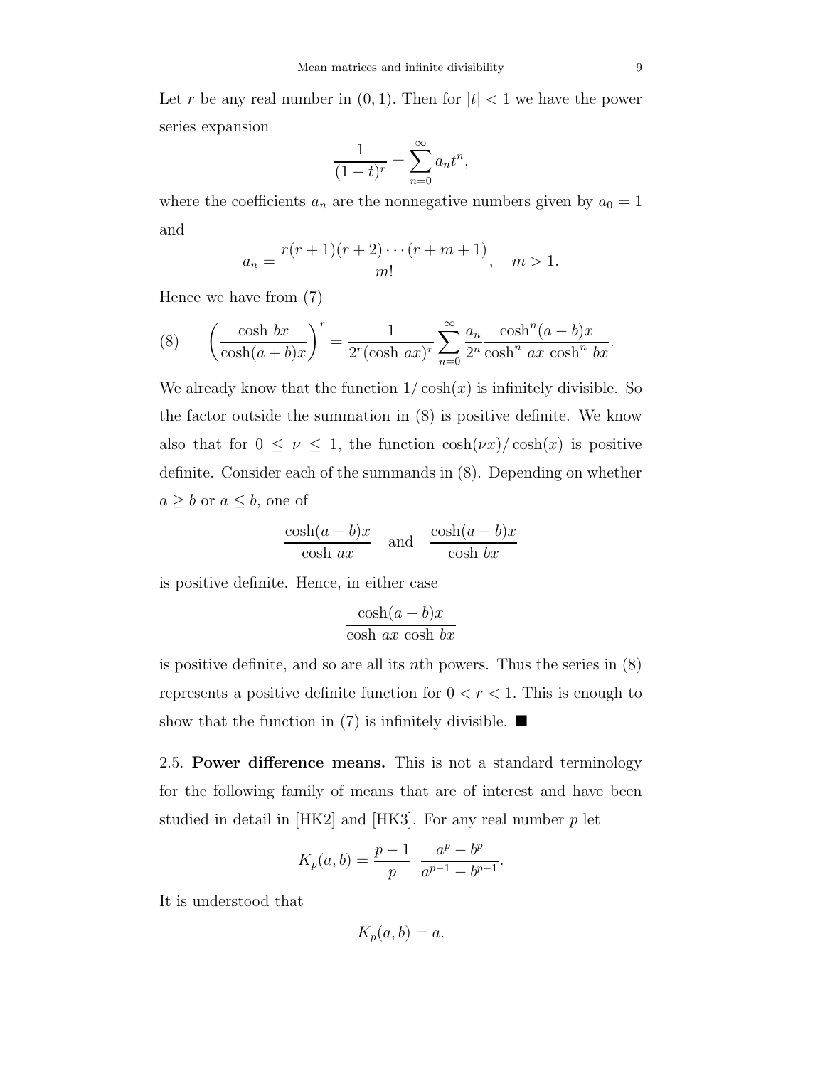Let $r$ be any real number in $(0, 1)$. Then for $|t| < 1$ we have the power series expansion

$$\frac{1}{(1-t)^r} = \sum_{n=0}^{\infty} a_n t^n,$$

where the coefficients $a_n$ are the nonnegative numbers given by $a_0 = 1$ and

$$a_n = \frac{r(r+1)(r+2)\cdots(r+m+1)}{m!}, \quad m > 1.$$

Hence we have from (7)

$$(8) \qquad \left(\frac{\cosh\, bx}{\cosh(a+b)x}\right)^r = \frac{1}{2^r(\cosh\, ax)^r} \sum_{n=0}^{\infty} \frac{a_n}{2^n} \frac{\cosh^n(a-b)x}{\cosh^n\, ax\, \cosh^n\, bx}.$$

We already know that the function $1/\cosh(x)$ is infinitely divisible. So the factor outside the summation in (8) is positive definite. We know also that for $0 \leq \nu \leq 1$, the function $\cosh(\nu x)/\cosh(x)$ is positive definite. Consider each of the summands in (8). Depending on whether $a \geq b$ or $a \leq b$, one of

$$\frac{\cosh(a-b)x}{\cosh\, ax} \quad \text{and} \quad \frac{\cosh(a-b)x}{\cosh\, bx}$$

is positive definite. Hence, in either case

$$\frac{\cosh(a-b)x}{\cosh\, ax\, \cosh\, bx}$$

is positive definite, and so are all its $n$th powers. Thus the series in (8) represents a positive definite function for $0 < r < 1$. This is enough to show that the function in (7) is infinitely divisible. ■

2.5. **Power difference means.** This is not a standard terminology for the following family of means that are of interest and have been studied in detail in [HK2] and [HK3]. For any real number $p$ let

$$K_p(a, b) = \frac{p-1}{p} \; \frac{a^p - b^p}{a^{p-1} - b^{p-1}}.$$

It is understood that

$$K_p(a, b) = a.$$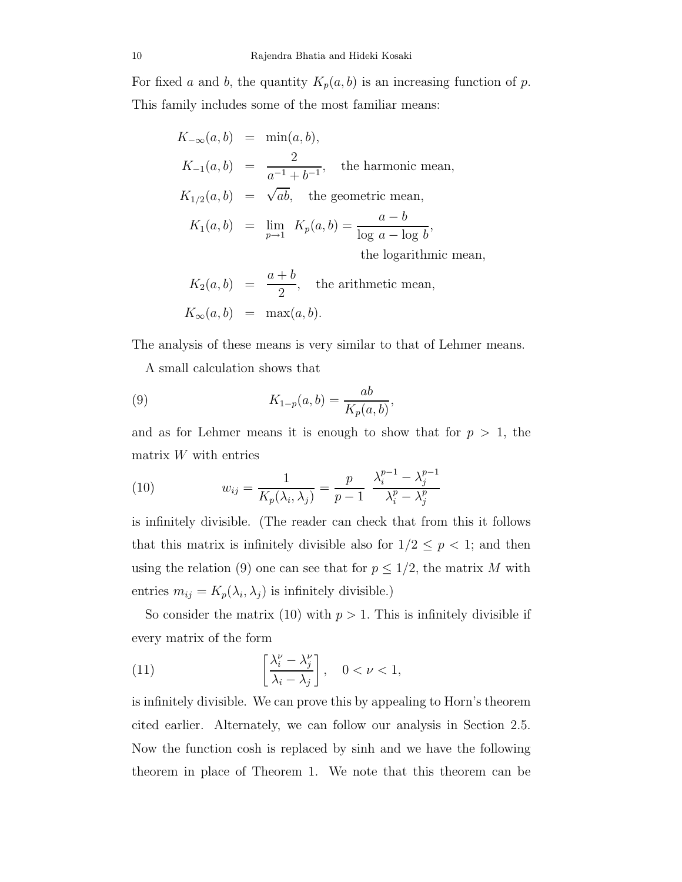For fixed $a$ and $b$, the quantity $K_p(a,b)$ is an increasing function of $p$. This family includes some of the most familiar means:

$$
\begin{aligned}
K_{-\infty}(a,b) &= \min(a,b), \\
K_{-1}(a,b) &= \frac{2}{a^{-1}+b^{-1}}, \quad \text{the harmonic mean}, \\
K_{1/2}(a,b) &= \sqrt{ab}, \quad \text{the geometric mean}, \\
K_1(a,b) &= \lim_{p\to 1} K_p(a,b) = \frac{a-b}{\log a - \log b}, \\
& \qquad\qquad\qquad\qquad \text{the logarithmic mean}, \\
K_2(a,b) &= \frac{a+b}{2}, \quad \text{the arithmetic mean}, \\
K_{\infty}(a,b) &= \max(a,b).
\end{aligned}
$$

The analysis of these means is very similar to that of Lehmer means.

A small calculation shows that

$$K_{1-p}(a,b) = \frac{ab}{K_p(a,b)}, \tag{9}$$

and as for Lehmer means it is enough to show that for $p > 1$, the matrix $W$ with entries

$$w_{ij} = \frac{1}{K_p(\lambda_i,\lambda_j)} = \frac{p}{p-1}\ \frac{\lambda_i^{p-1}-\lambda_j^{p-1}}{\lambda_i^p-\lambda_j^p} \tag{10}$$

is infinitely divisible. (The reader can check that from this it follows that this matrix is infinitely divisible also for $1/2 \le p < 1$; and then using the relation (9) one can see that for $p \le 1/2$, the matrix $M$ with entries $m_{ij} = K_p(\lambda_i,\lambda_j)$ is infinitely divisible.)

So consider the matrix (10) with $p > 1$. This is infinitely divisible if every matrix of the form

$$\left[\frac{\lambda_i^\nu - \lambda_j^\nu}{\lambda_i - \lambda_j}\right], \quad 0 < \nu < 1, \tag{11}$$

is infinitely divisible. We can prove this by appealing to Horn's theorem cited earlier. Alternately, we can follow our analysis in Section 2.5. Now the function cosh is replaced by sinh and we have the following theorem in place of Theorem 1. We note that this theorem can be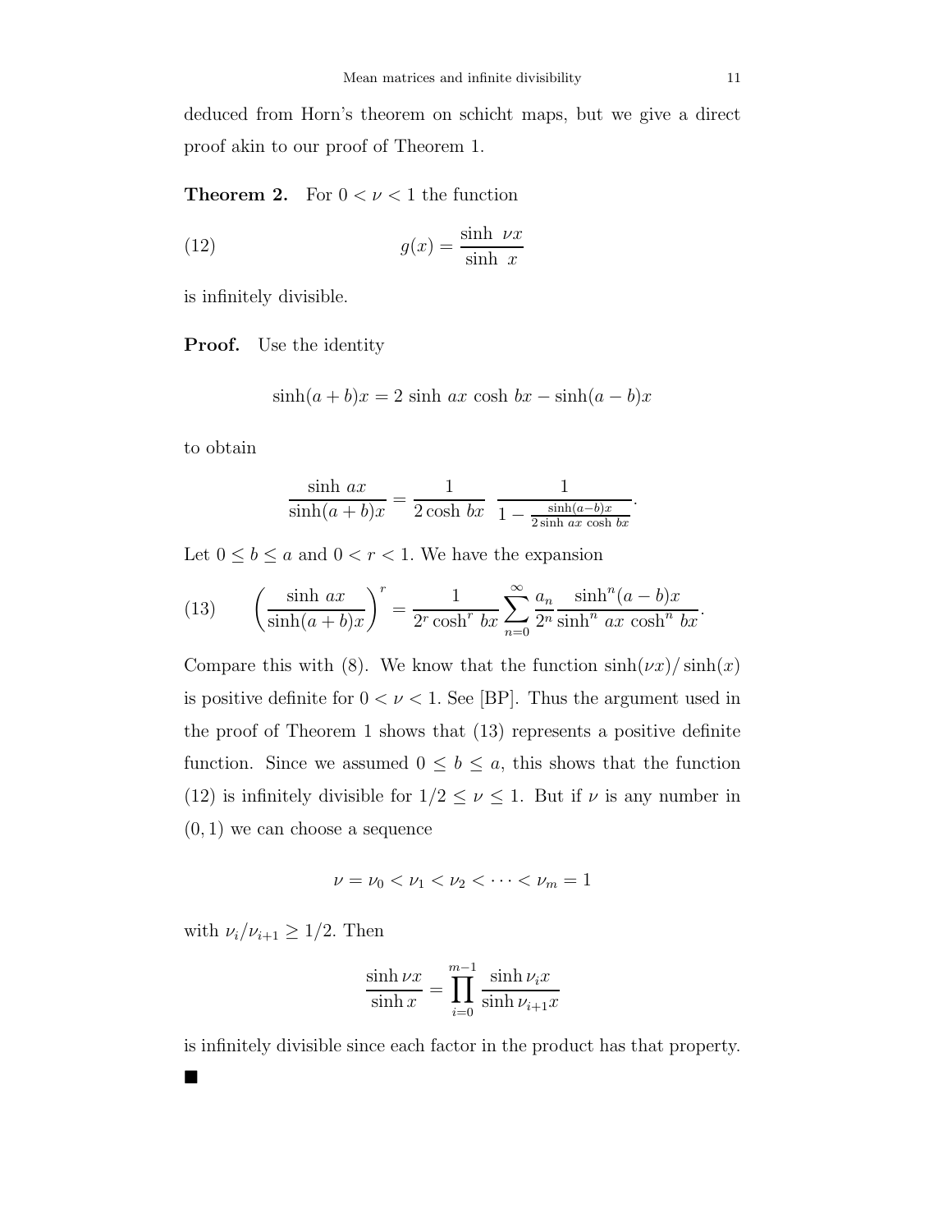deduced from Horn's theorem on schicht maps, but we give a direct proof akin to our proof of Theorem 1.

**Theorem 2.** For $0 < \nu < 1$ the function

$$g(x) = \frac{\sinh\ \nu x}{\sinh\ x} \tag{12}$$

is infinitely divisible.

**Proof.** Use the identity

$$\sinh(a+b)x = 2\ \sinh\ ax\ \cosh\ bx - \sinh(a-b)x$$

to obtain

$$\frac{\sinh\ ax}{\sinh(a+b)x} = \frac{1}{2\cosh\ bx}\ \frac{1}{1 - \frac{\sinh(a-b)x}{2\sinh\ ax\ \cosh\ bx}}.$$

Let $0 \le b \le a$ and $0 < r < 1$. We have the expansion

$$\left(\frac{\sinh\ ax}{\sinh(a+b)x}\right)^r = \frac{1}{2^r \cosh^r\ bx} \sum_{n=0}^{\infty} \frac{a_n}{2^n} \frac{\sinh^n(a-b)x}{\sinh^n\ ax\ \cosh^n\ bx}. \tag{13}$$

Compare this with (8). We know that the function $\sinh(\nu x)/\sinh(x)$ is positive definite for $0 < \nu < 1$. See [BP]. Thus the argument used in the proof of Theorem 1 shows that (13) represents a positive definite function. Since we assumed $0 \le b \le a$, this shows that the function (12) is infinitely divisible for $1/2 \le \nu \le 1$. But if $\nu$ is any number in $(0,1)$ we can choose a sequence

$$\nu = \nu_0 < \nu_1 < \nu_2 < \cdots < \nu_m = 1$$

with $\nu_i/\nu_{i+1} \ge 1/2$. Then

$$\frac{\sinh \nu x}{\sinh x} = \prod_{i=0}^{m-1} \frac{\sinh \nu_i x}{\sinh \nu_{i+1} x}$$

is infinitely divisible since each factor in the product has that property. ■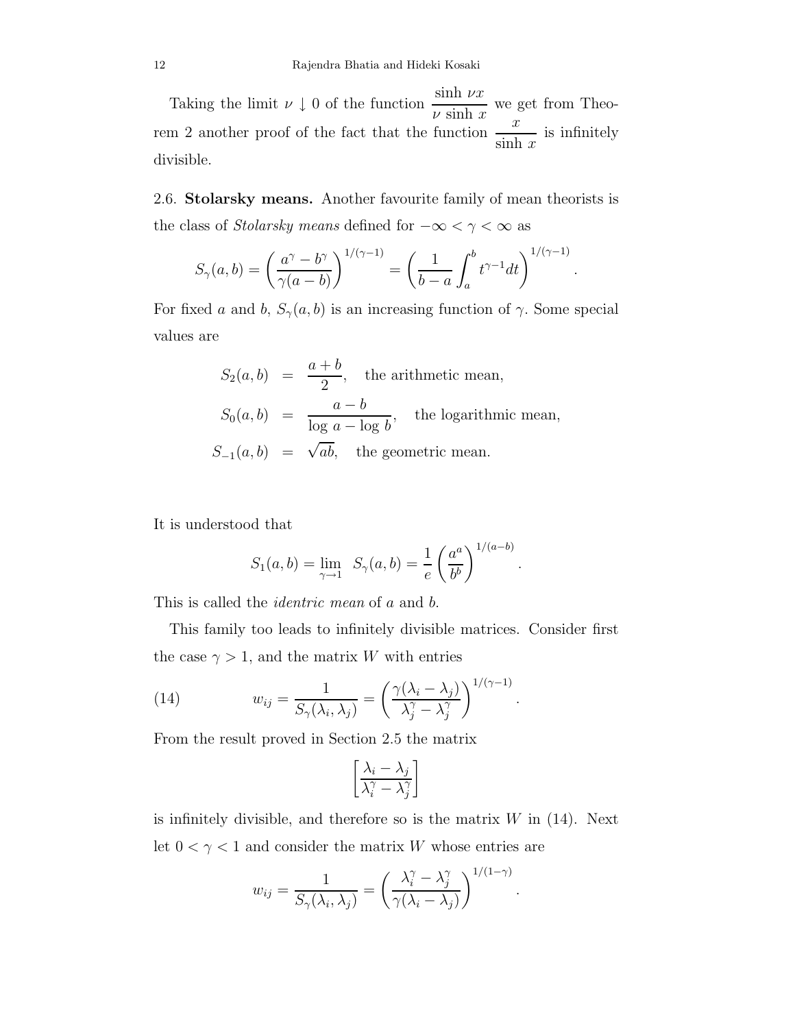Taking the limit $\nu \downarrow 0$ of the function $\dfrac{\sinh \nu x}{\nu \sinh x}$ we get from Theorem 2 another proof of the fact that the function $\dfrac{x}{\sinh x}$ is infinitely divisible.

2.6. **Stolarsky means.** Another favourite family of mean theorists is the class of *Stolarsky means* defined for $-\infty < \gamma < \infty$ as

$$S_\gamma(a,b) = \left(\frac{a^\gamma - b^\gamma}{\gamma(a-b)}\right)^{1/(\gamma-1)} = \left(\frac{1}{b-a}\int_a^b t^{\gamma-1}dt\right)^{1/(\gamma-1)}.$$

For fixed $a$ and $b$, $S_\gamma(a,b)$ is an increasing function of $\gamma$. Some special values are

$$\begin{aligned}
S_2(a,b) &= \frac{a+b}{2}, \quad \text{the arithmetic mean,}\\
S_0(a,b) &= \frac{a-b}{\log a - \log b}, \quad \text{the logarithmic mean,}\\
S_{-1}(a,b) &= \sqrt{ab}, \quad \text{the geometric mean.}
\end{aligned}$$

It is understood that

$$S_1(a,b) = \lim_{\gamma \to 1} \; S_\gamma(a,b) = \frac{1}{e}\left(\frac{a^a}{b^b}\right)^{1/(a-b)}.$$

This is called the *identric mean* of $a$ and $b$.

This family too leads to infinitely divisible matrices. Consider first the case $\gamma > 1$, and the matrix $W$ with entries

$$w_{ij} = \frac{1}{S_\gamma(\lambda_i, \lambda_j)} = \left(\frac{\gamma(\lambda_i - \lambda_j)}{\lambda_j^\gamma - \lambda_j^\gamma}\right)^{1/(\gamma-1)}. \tag{14}$$

From the result proved in Section 2.5 the matrix

$$\left[\frac{\lambda_i - \lambda_j}{\lambda_i^\gamma - \lambda_j^\gamma}\right]$$

is infinitely divisible, and therefore so is the matrix $W$ in (14). Next let $0 < \gamma < 1$ and consider the matrix $W$ whose entries are

$$w_{ij} = \frac{1}{S_\gamma(\lambda_i, \lambda_j)} = \left(\frac{\lambda_i^\gamma - \lambda_j^\gamma}{\gamma(\lambda_i - \lambda_j)}\right)^{1/(1-\gamma)}.$$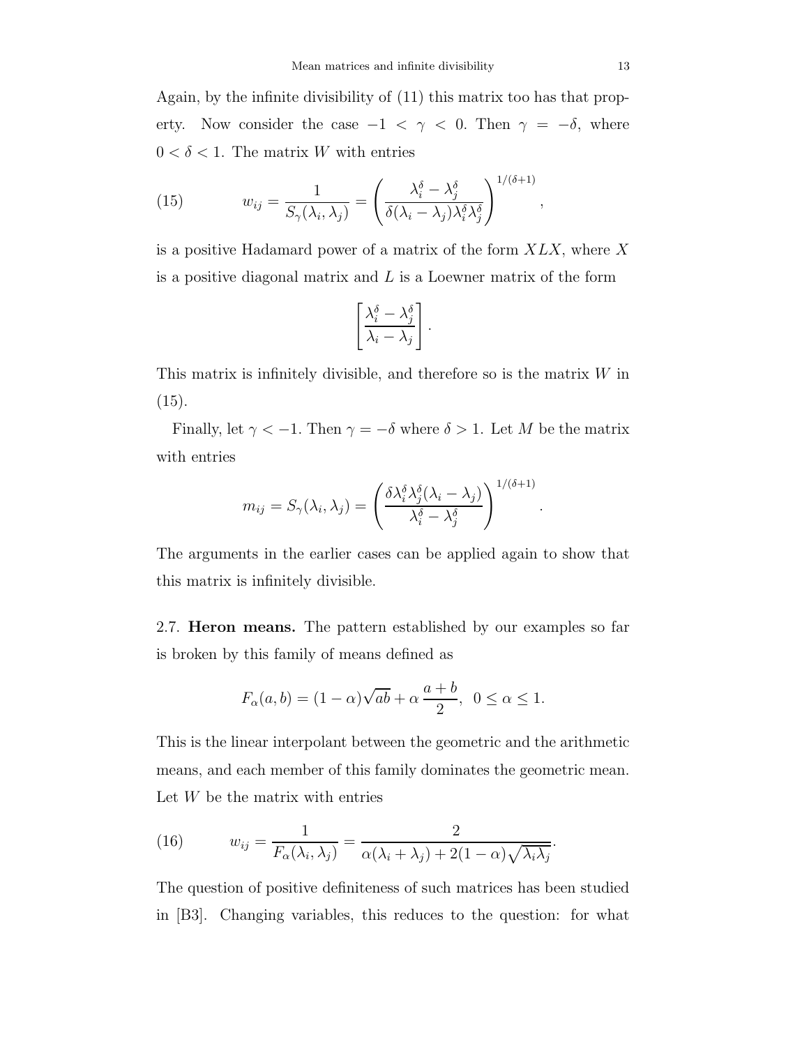Again, by the infinite divisibility of (11) this matrix too has that property. Now consider the case $-1 < \gamma < 0$. Then $\gamma = -\delta$, where $0 < \delta < 1$. The matrix $W$ with entries

$$w_{ij} = \frac{1}{S_\gamma(\lambda_i, \lambda_j)} = \left( \frac{\lambda_i^\delta - \lambda_j^\delta}{\delta(\lambda_i - \lambda_j)\lambda_i^\delta \lambda_j^\delta} \right)^{1/(\delta+1)}, \tag{15}$$

is a positive Hadamard power of a matrix of the form $XLX$, where $X$ is a positive diagonal matrix and $L$ is a Loewner matrix of the form

$$\left[ \frac{\lambda_i^\delta - \lambda_j^\delta}{\lambda_i - \lambda_j} \right].$$

This matrix is infinitely divisible, and therefore so is the matrix $W$ in (15).

Finally, let $\gamma < -1$. Then $\gamma = -\delta$ where $\delta > 1$. Let $M$ be the matrix with entries

$$m_{ij} = S_\gamma(\lambda_i, \lambda_j) = \left( \frac{\delta \lambda_i^\delta \lambda_j^\delta (\lambda_i - \lambda_j)}{\lambda_i^\delta - \lambda_j^\delta} \right)^{1/(\delta+1)}.$$

The arguments in the earlier cases can be applied again to show that this matrix is infinitely divisible.

2.7. **Heron means.** The pattern established by our examples so far is broken by this family of means defined as

$$F_\alpha(a, b) = (1 - \alpha)\sqrt{ab} + \alpha \, \frac{a + b}{2}, \;\; 0 \le \alpha \le 1.$$

This is the linear interpolant between the geometric and the arithmetic means, and each member of this family dominates the geometric mean. Let $W$ be the matrix with entries

$$w_{ij} = \frac{1}{F_\alpha(\lambda_i, \lambda_j)} = \frac{2}{\alpha(\lambda_i + \lambda_j) + 2(1 - \alpha)\sqrt{\lambda_i \lambda_j}}. \tag{16}$$

The question of positive definiteness of such matrices has been studied in [B3]. Changing variables, this reduces to the question: for what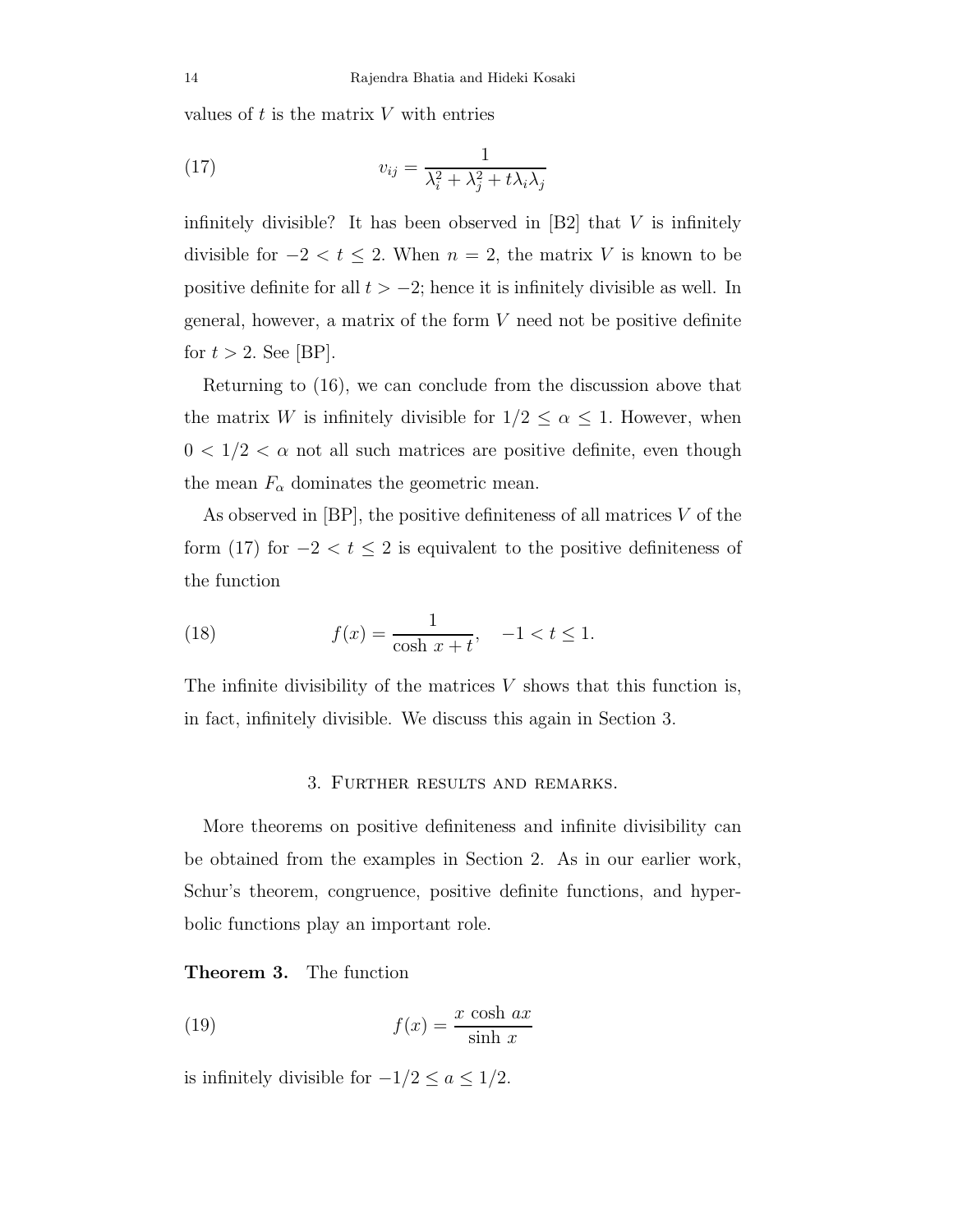values of $t$ is the matrix $V$ with entries

$$v_{ij} = \frac{1}{\lambda_i^2 + \lambda_j^2 + t\lambda_i\lambda_j} \tag{17}$$

infinitely divisible? It has been observed in [B2] that $V$ is infinitely divisible for $-2 < t \leq 2$. When $n = 2$, the matrix $V$ is known to be positive definite for all $t > -2$; hence it is infinitely divisible as well. In general, however, a matrix of the form $V$ need not be positive definite for $t > 2$. See [BP].

Returning to (16), we can conclude from the discussion above that the matrix $W$ is infinitely divisible for $1/2 \leq \alpha \leq 1$. However, when $0 < 1/2 < \alpha$ not all such matrices are positive definite, even though the mean $F_\alpha$ dominates the geometric mean.

As observed in [BP], the positive definiteness of all matrices $V$ of the form (17) for $-2 < t \leq 2$ is equivalent to the positive definiteness of the function

$$f(x) = \frac{1}{\cosh\, x + t}, \quad -1 < t \leq 1. \tag{18}$$

The infinite divisibility of the matrices $V$ shows that this function is, in fact, infinitely divisible. We discuss this again in Section 3.

## 3. Further results and remarks.

More theorems on positive definiteness and infinite divisibility can be obtained from the examples in Section 2. As in our earlier work, Schur's theorem, congruence, positive definite functions, and hyperbolic functions play an important role.

**Theorem 3.** The function

$$f(x) = \frac{x\, \cosh\, ax}{\sinh\, x} \tag{19}$$

is infinitely divisible for $-1/2 \leq a \leq 1/2$.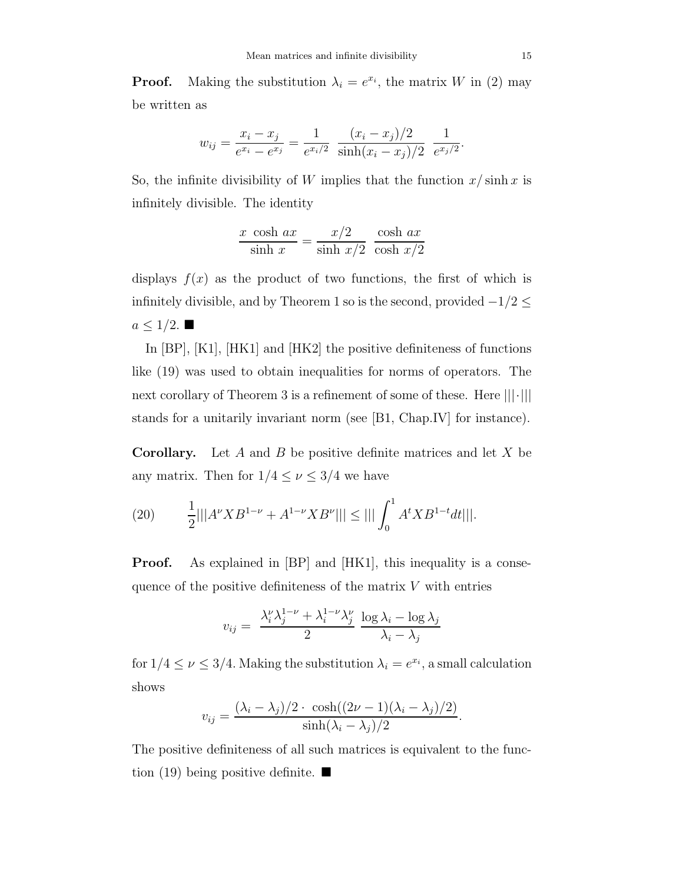**Proof.** Making the substitution $\lambda_i = e^{x_i}$, the matrix $W$ in (2) may be written as

$$w_{ij} = \frac{x_i - x_j}{e^{x_i} - e^{x_j}} = \frac{1}{e^{x_i/2}} \ \frac{(x_i - x_j)/2}{\sinh(x_i - x_j)/2} \ \frac{1}{e^{x_j/2}}.$$

So, the infinite divisibility of $W$ implies that the function $x/\sinh x$ is infinitely divisible. The identity

$$\frac{x \ \cosh \ ax}{\sinh \ x} = \frac{x/2}{\sinh \ x/2} \ \frac{\cosh \ ax}{\cosh \ x/2}$$

displays $f(x)$ as the product of two functions, the first of which is infinitely divisible, and by Theorem 1 so is the second, provided $-1/2 \leq a \leq 1/2$. ■

In [BP], [K1], [HK1] and [HK2] the positive definiteness of functions like (19) was used to obtain inequalities for norms of operators. The next corollary of Theorem 3 is a refinement of some of these. Here $|||\cdot|||$ stands for a unitarily invariant norm (see [B1, Chap.IV] for instance).

**Corollary.** Let $A$ and $B$ be positive definite matrices and let $X$ be any matrix. Then for $1/4 \leq \nu \leq 3/4$ we have

$$\frac{1}{2}|||A^{\nu}XB^{1-\nu} + A^{1-\nu}XB^{\nu}||| \leq ||| \int_0^1 A^t X B^{1-t} dt|||. \tag{20}$$

**Proof.** As explained in [BP] and [HK1], this inequality is a consequence of the positive definiteness of the matrix $V$ with entries

$$v_{ij} = \ \frac{\lambda_i^{\nu}\lambda_j^{1-\nu} + \lambda_i^{1-\nu}\lambda_j^{\nu}}{2} \ \frac{\log \lambda_i - \log \lambda_j}{\lambda_i - \lambda_j}$$

for $1/4 \leq \nu \leq 3/4$. Making the substitution $\lambda_i = e^{x_i}$, a small calculation shows

$$v_{ij} = \frac{(\lambda_i - \lambda_j)/2 \cdot \ \cosh((2\nu - 1)(\lambda_i - \lambda_j)/2)}{\sinh(\lambda_i - \lambda_j)/2}.$$

The positive definiteness of all such matrices is equivalent to the function (19) being positive definite. ■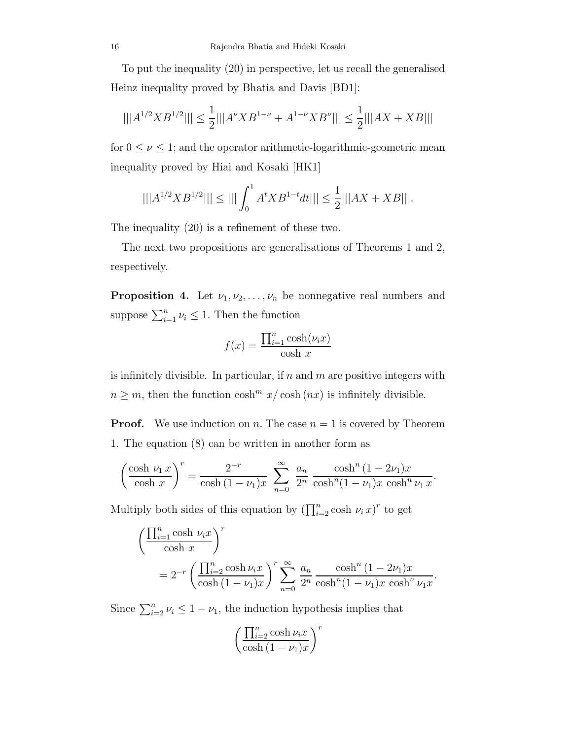To put the inequality (20) in perspective, let us recall the generalised Heinz inequality proved by Bhatia and Davis [BD1]:

$$|||A^{1/2}XB^{1/2}||| \leq \frac{1}{2}|||A^{\nu}XB^{1-\nu} + A^{1-\nu}XB^{\nu}||| \leq \frac{1}{2}|||AX + XB|||$$

for $0 \leq \nu \leq 1$; and the operator arithmetic-logarithmic-geometric mean inequality proved by Hiai and Kosaki [HK1]

$$|||A^{1/2}XB^{1/2}||| \leq |||\int_0^1 A^t XB^{1-t} dt||| \leq \frac{1}{2}|||AX + XB|||.$$

The inequality (20) is a refinement of these two.

The next two propositions are generalisations of Theorems 1 and 2, respectively.

**Proposition 4.** Let $\nu_1, \nu_2, \ldots, \nu_n$ be nonnegative real numbers and suppose $\sum_{i=1}^n \nu_i \leq 1$. Then the function

$$f(x) = \frac{\prod_{i=1}^n \cosh(\nu_i x)}{\cosh\, x}$$

is infinitely divisible. In particular, if $n$ and $m$ are positive integers with $n \geq m$, then the function $\cosh^m x / \cosh{(nx)}$ is infinitely divisible.

**Proof.** We use induction on $n$. The case $n = 1$ is covered by Theorem 1. The equation (8) can be written in another form as

$$\left(\frac{\cosh\, \nu_1\, x}{\cosh\, x}\right)^r = \frac{2^{-r}}{\cosh{(1-\nu_1)x}} \sum_{n=0}^{\infty} \frac{a_n}{2^n} \frac{\cosh^n{(1-2\nu_1)x}}{\cosh^n(1-\nu_1)x\, \cosh^n \nu_1\, x}.$$

Multiply both sides of this equation by $\left(\prod_{i=2}^n \cosh\, \nu_i\, x\right)^r$ to get

$$\left(\frac{\prod_{i=1}^n \cosh\, \nu_i x}{\cosh\, x}\right)^r$$
$$= 2^{-r} \left(\frac{\prod_{i=2}^n \cosh \nu_i x}{\cosh{(1-\nu_1)x}}\right)^r \sum_{n=0}^{\infty} \frac{a_n}{2^n} \frac{\cosh^n{(1-2\nu_1)x}}{\cosh^n(1-\nu_1)x\, \cosh^n \nu_1 x}.$$

Since $\sum_{i=2}^n \nu_i \leq 1 - \nu_1$, the induction hypothesis implies that

$$\left(\frac{\prod_{i=2}^n \cosh \nu_i x}{\cosh{(1-\nu_1)x}}\right)^r$$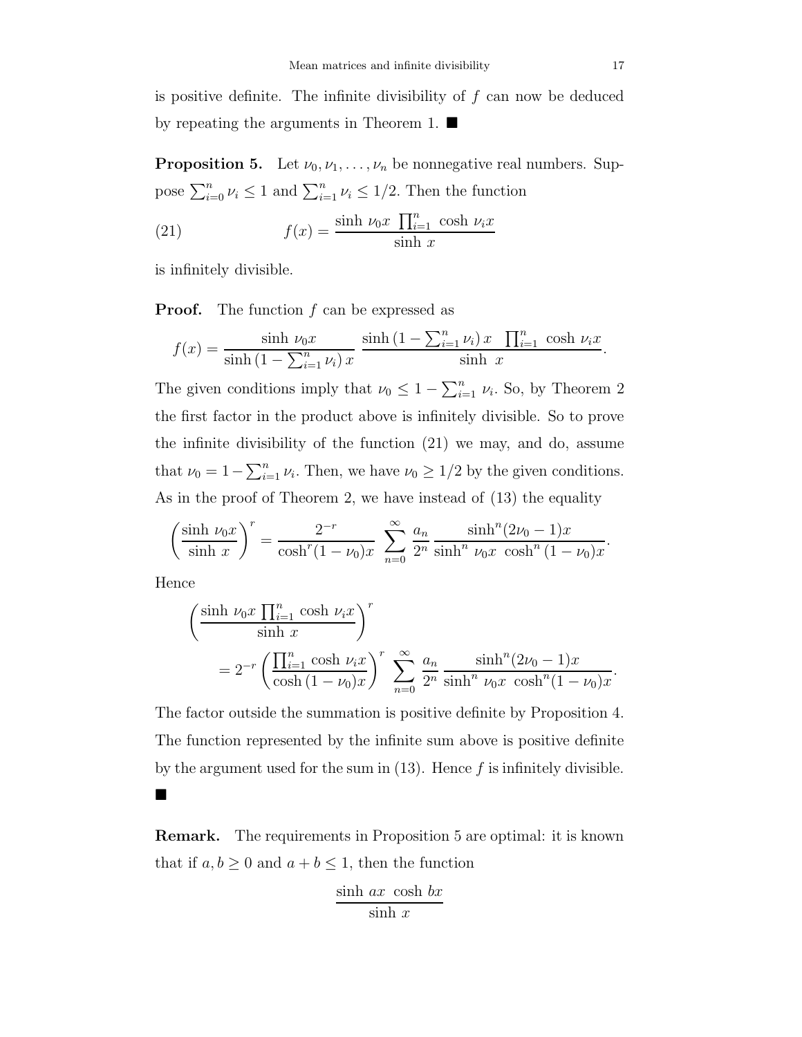is positive definite. The infinite divisibility of $f$ can now be deduced by repeating the arguments in Theorem 1. ■

**Proposition 5.** Let $\nu_0, \nu_1, \ldots, \nu_n$ be nonnegative real numbers. Suppose $\sum_{i=0}^n \nu_i \leq 1$ and $\sum_{i=1}^n \nu_i \leq 1/2$. Then the function

$$f(x) = \frac{\sinh \nu_0 x \ \prod_{i=1}^n \cosh \nu_i x}{\sinh x} \tag{21}$$

is infinitely divisible.

**Proof.** The function $f$ can be expressed as

$$f(x) = \frac{\sinh \nu_0 x}{\sinh \left(1 - \sum_{i=1}^n \nu_i\right) x} \ \frac{\sinh \left(1 - \sum_{i=1}^n \nu_i\right) x \ \ \prod_{i=1}^n \cosh \nu_i x}{\sinh \ x}.$$

The given conditions imply that $\nu_0 \leq 1 - \sum_{i=1}^n \nu_i$. So, by Theorem 2 the first factor in the product above is infinitely divisible. So to prove the infinite divisibility of the function (21) we may, and do, assume that $\nu_0 = 1 - \sum_{i=1}^n \nu_i$. Then, we have $\nu_0 \geq 1/2$ by the given conditions. As in the proof of Theorem 2, we have instead of (13) the equality

$$\left(\frac{\sinh \nu_0 x}{\sinh \ x}\right)^r = \frac{2^{-r}}{\cosh^r (1 - \nu_0) x} \ \sum_{n=0}^{\infty} \frac{a_n}{2^n} \frac{\sinh^n (2\nu_0 - 1) x}{\sinh^n \nu_0 x \ \cosh^n (1 - \nu_0) x}.$$

Hence

$$\left(\frac{\sinh \nu_0 x \prod_{i=1}^n \cosh \nu_i x}{\sinh \ x}\right)^r$$
$$= 2^{-r} \left(\frac{\prod_{i=1}^n \cosh \nu_i x}{\cosh (1 - \nu_0) x}\right)^r \ \sum_{n=0}^{\infty} \frac{a_n}{2^n} \frac{\sinh^n (2\nu_0 - 1) x}{\sinh^n \nu_0 x \ \cosh^n (1 - \nu_0) x}.$$

The factor outside the summation is positive definite by Proposition 4. The function represented by the infinite sum above is positive definite by the argument used for the sum in (13). Hence $f$ is infinitely divisible. ■

**Remark.** The requirements in Proposition 5 are optimal: it is known that if $a, b \geq 0$ and $a + b \leq 1$, then the function

$$\frac{\sinh \ ax \ \cosh \ bx}{\sinh \ x}$$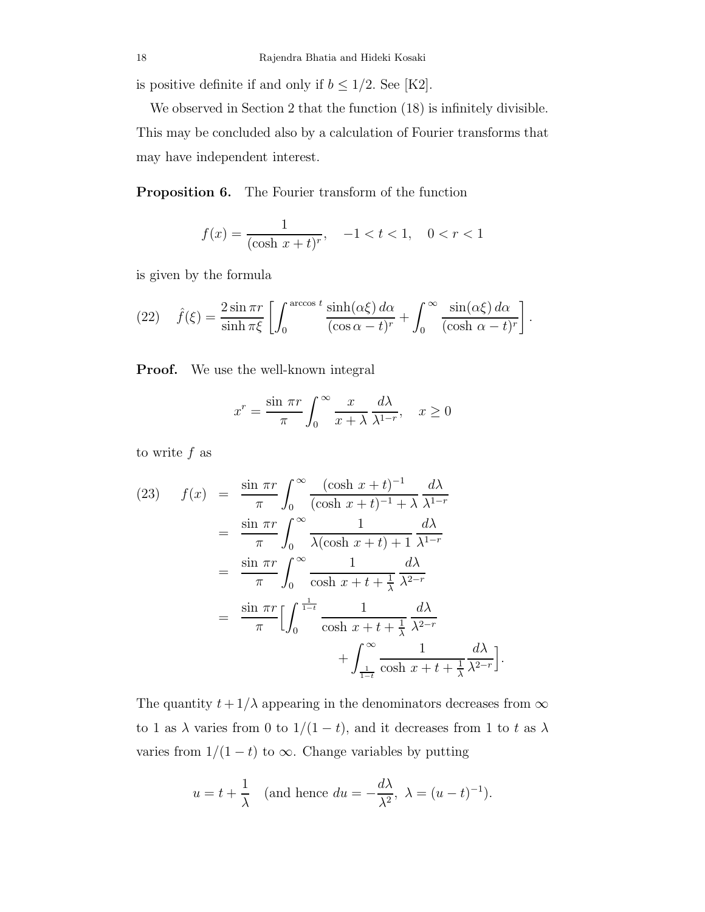is positive definite if and only if $b \le 1/2$. See [K2].

We observed in Section 2 that the function (18) is infinitely divisible. This may be concluded also by a calculation of Fourier transforms that may have independent interest.

**Proposition 6.** The Fourier transform of the function

$$f(x) = \frac{1}{(\cosh\, x + t)^r}, \quad -1 < t < 1, \quad 0 < r < 1$$

is given by the formula

$$\hat{f}(\xi) = \frac{2\sin \pi r}{\sinh \pi\xi}\left[\int_0^{\arccos t} \frac{\sinh(\alpha\xi)\, d\alpha}{(\cos\alpha - t)^r} + \int_0^{\infty} \frac{\sin(\alpha\xi)\, d\alpha}{(\cosh\, \alpha - t)^r}\right]. \tag{22}$$

**Proof.** We use the well-known integral

$$x^r = \frac{\sin\, \pi r}{\pi}\int_0^\infty \frac{x}{x+\lambda}\,\frac{d\lambda}{\lambda^{1-r}}, \quad x \ge 0$$

to write $f$ as

$$\begin{aligned}
f(x) &= \frac{\sin\, \pi r}{\pi}\int_0^\infty \frac{(\cosh\, x + t)^{-1}}{(\cosh\, x + t)^{-1} + \lambda}\,\frac{d\lambda}{\lambda^{1-r}} \\
&= \frac{\sin\, \pi r}{\pi}\int_0^\infty \frac{1}{\lambda(\cosh\, x + t) + 1}\,\frac{d\lambda}{\lambda^{1-r}} \\
&= \frac{\sin\, \pi r}{\pi}\int_0^\infty \frac{1}{\cosh\, x + t + \frac{1}{\lambda}}\,\frac{d\lambda}{\lambda^{2-r}} \\
&= \frac{\sin\, \pi r}{\pi}\Big[\int_0^{\frac{1}{1-t}} \frac{1}{\cosh\, x + t + \frac{1}{\lambda}}\,\frac{d\lambda}{\lambda^{2-r}} \\
&\qquad\qquad + \int_{\frac{1}{1-t}}^\infty \frac{1}{\cosh\, x + t + \frac{1}{\lambda}}\,\frac{d\lambda}{\lambda^{2-r}}\Big].
\end{aligned} \tag{23}$$

The quantity $t + 1/\lambda$ appearing in the denominators decreases from $\infty$ to 1 as $\lambda$ varies from 0 to $1/(1-t)$, and it decreases from 1 to $t$ as $\lambda$ varies from $1/(1-t)$ to $\infty$. Change variables by putting

$$u = t + \frac{1}{\lambda} \quad \text{(and hence } du = -\frac{d\lambda}{\lambda^2},\ \lambda = (u-t)^{-1}).$$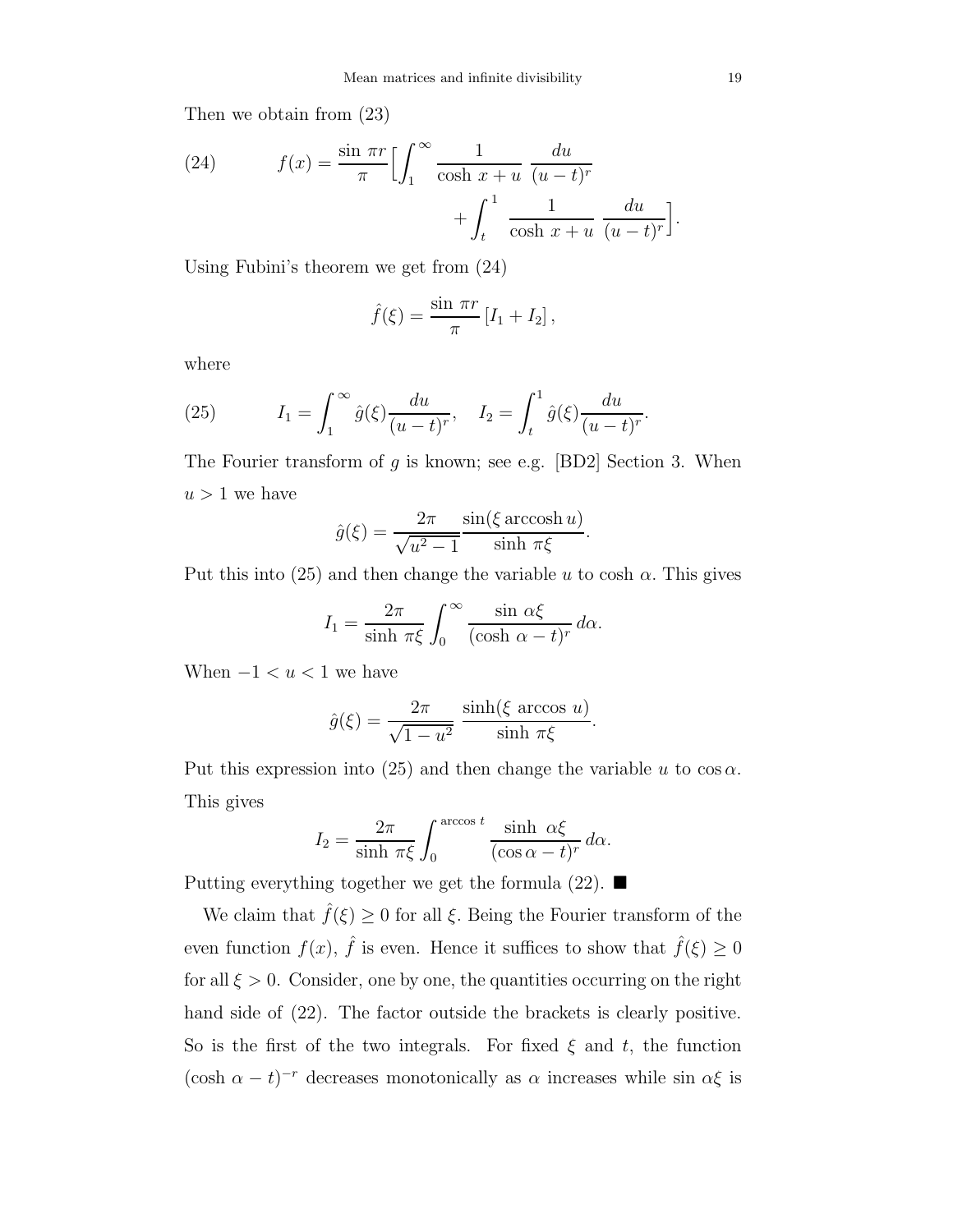Then we obtain from (23)

$$
f(x) = \frac{\sin \pi r}{\pi} \Big[ \int_1^\infty \frac{1}{\cosh x + u} \frac{du}{(u-t)^r} + \int_t^1 \frac{1}{\cosh x + u} \frac{du}{(u-t)^r} \Big]. \tag{24}
$$

Using Fubini's theorem we get from (24)

$$
\hat{f}(\xi) = \frac{\sin \pi r}{\pi} \left[ I_1 + I_2 \right],
$$

where

$$
I_1 = \int_1^\infty \hat{g}(\xi) \frac{du}{(u-t)^r}, \quad I_2 = \int_t^1 \hat{g}(\xi) \frac{du}{(u-t)^r}. \tag{25}
$$

The Fourier transform of $g$ is known; see e.g. [BD2] Section 3. When $u > 1$ we have

$$
\hat{g}(\xi) = \frac{2\pi}{\sqrt{u^2-1}} \frac{\sin(\xi \operatorname{arccosh} u)}{\sinh \pi \xi}.
$$

Put this into (25) and then change the variable $u$ to $\cosh \alpha$. This gives

$$
I_1 = \frac{2\pi}{\sinh \pi \xi} \int_0^\infty \frac{\sin \alpha \xi}{(\cosh \alpha - t)^r} \, d\alpha.
$$

When $-1 < u < 1$ we have

$$
\hat{g}(\xi) = \frac{2\pi}{\sqrt{1-u^2}} \frac{\sinh(\xi \arccos u)}{\sinh \pi \xi}.
$$

Put this expression into (25) and then change the variable $u$ to $\cos \alpha$. This gives

$$
I_2 = \frac{2\pi}{\sinh \pi \xi} \int_0^{\arccos t} \frac{\sinh \alpha \xi}{(\cos \alpha - t)^r} \, d\alpha.
$$

Putting everything together we get the formula (22). ■

We claim that $\hat{f}(\xi) \geq 0$ for all $\xi$. Being the Fourier transform of the even function $f(x)$, $\hat{f}$ is even. Hence it suffices to show that $\hat{f}(\xi) \geq 0$ for all $\xi > 0$. Consider, one by one, the quantities occurring on the right hand side of (22). The factor outside the brackets is clearly positive. So is the first of the two integrals. For fixed $\xi$ and $t$, the function $(\cosh \alpha - t)^{-r}$ decreases monotonically as $\alpha$ increases while $\sin \alpha \xi$ is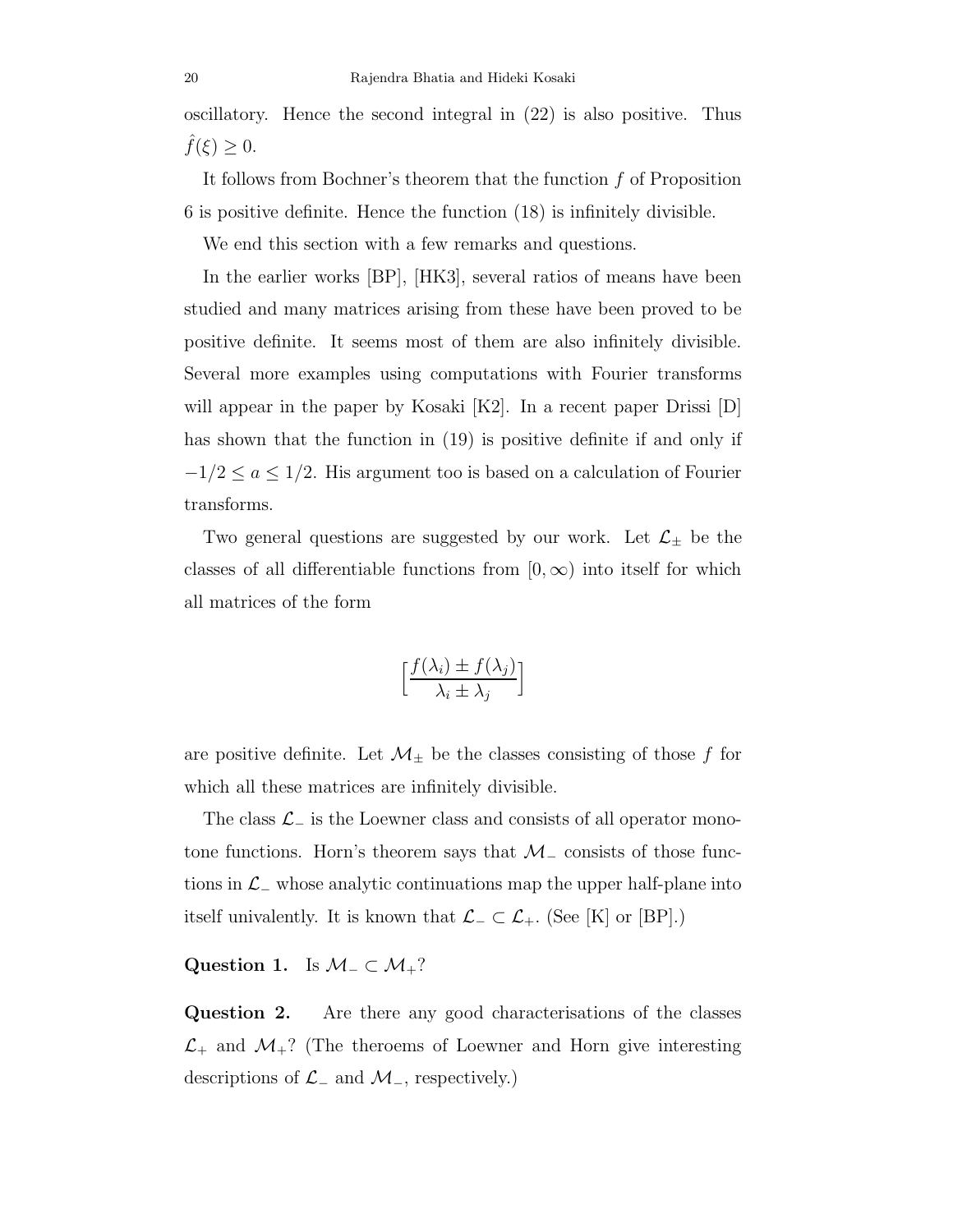oscillatory. Hence the second integral in (22) is also positive. Thus $\hat{f}(\xi) \geq 0$.

It follows from Bochner's theorem that the function $f$ of Proposition 6 is positive definite. Hence the function (18) is infinitely divisible.

We end this section with a few remarks and questions.

In the earlier works [BP], [HK3], several ratios of means have been studied and many matrices arising from these have been proved to be positive definite. It seems most of them are also infinitely divisible. Several more examples using computations with Fourier transforms will appear in the paper by Kosaki [K2]. In a recent paper Drissi [D] has shown that the function in (19) is positive definite if and only if $-1/2 \leq a \leq 1/2$. His argument too is based on a calculation of Fourier transforms.

Two general questions are suggested by our work. Let $\mathcal{L}_{\pm}$ be the classes of all differentiable functions from $[0, \infty)$ into itself for which all matrices of the form

$$\left[\frac{f(\lambda_i) \pm f(\lambda_j)}{\lambda_i \pm \lambda_j}\right]$$

are positive definite. Let $\mathcal{M}_{\pm}$ be the classes consisting of those $f$ for which all these matrices are infinitely divisible.

The class $\mathcal{L}_{-}$ is the Loewner class and consists of all operator monotone functions. Horn's theorem says that $\mathcal{M}_{-}$ consists of those functions in $\mathcal{L}_{-}$ whose analytic continuations map the upper half-plane into itself univalently. It is known that $\mathcal{L}_{-} \subset \mathcal{L}_{+}$. (See [K] or [BP].)

**Question 1.** Is $\mathcal{M}_{-} \subset \mathcal{M}_{+}$?

**Question 2.** Are there any good characterisations of the classes $\mathcal{L}_{+}$ and $\mathcal{M}_{+}$? (The theroems of Loewner and Horn give interesting descriptions of $\mathcal{L}_{-}$ and $\mathcal{M}_{-}$, respectively.)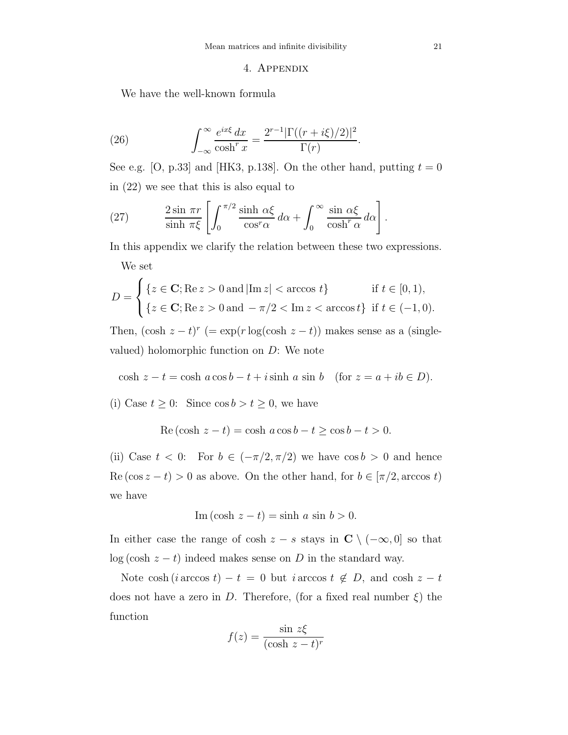## 4. Appendix

We have the well-known formula

$$\int_{-\infty}^{\infty} \frac{e^{ix\xi}\, dx}{\cosh^r x} = \frac{2^{r-1}|\Gamma((r+i\xi)/2)|^2}{\Gamma(r)}. \tag{26}$$

See e.g. [O, p.33] and [HK3, p.138]. On the other hand, putting $t=0$ in (22) we see that this is also equal to

$$\frac{2\sin \pi r}{\sinh \pi\xi}\left[\int_0^{\pi/2} \frac{\sinh \alpha\xi}{\cos^r \alpha}\, d\alpha + \int_0^{\infty} \frac{\sin \alpha\xi}{\cosh^r \alpha}\, d\alpha\right]. \tag{27}$$

In this appendix we clarify the relation between these two expressions.

We set

$$D = \begin{cases} \{z \in \mathbf{C}; \mathrm{Re}\, z > 0 \text{ and } |\mathrm{Im}\, z| < \arccos t\} & \text{if } t \in [0,1), \\ \{z \in \mathbf{C}; \mathrm{Re}\, z > 0 \text{ and } -\pi/2 < \mathrm{Im}\, z < \arccos t\} & \text{if } t \in (-1,0). \end{cases}$$

Then, $(\cosh z - t)^r$ $(= \exp(r \log(\cosh z - t))$ makes sense as a (single-valued) holomorphic function on $D$: We note

$$\cosh z - t = \cosh a \cos b - t + i \sinh a \sin b \quad (\text{for } z = a + ib \in D).$$

(i) Case $t \geq 0$: Since $\cos b > t \geq 0$, we have

$$\mathrm{Re}\,(\cosh z - t) = \cosh a \cos b - t \geq \cos b - t > 0.$$

(ii) Case $t < 0$: For $b \in (-\pi/2, \pi/2)$ we have $\cos b > 0$ and hence $\mathrm{Re}\,(\cos z - t) > 0$ as above. On the other hand, for $b \in [\pi/2, \arccos t)$ we have

$$\mathrm{Im}\,(\cosh z - t) = \sinh a \sin b > 0.$$

In either case the range of $\cosh z - s$ stays in $\mathbf{C} \setminus (-\infty, 0]$ so that $\log(\cosh z - t)$ indeed makes sense on $D$ in the standard way.

Note $\cosh(i \arccos t) - t = 0$ but $i \arccos t \notin D$, and $\cosh z - t$ does not have a zero in $D$. Therefore, (for a fixed real number $\xi$) the function

$$f(z) = \frac{\sin z\xi}{(\cosh z - t)^r}$$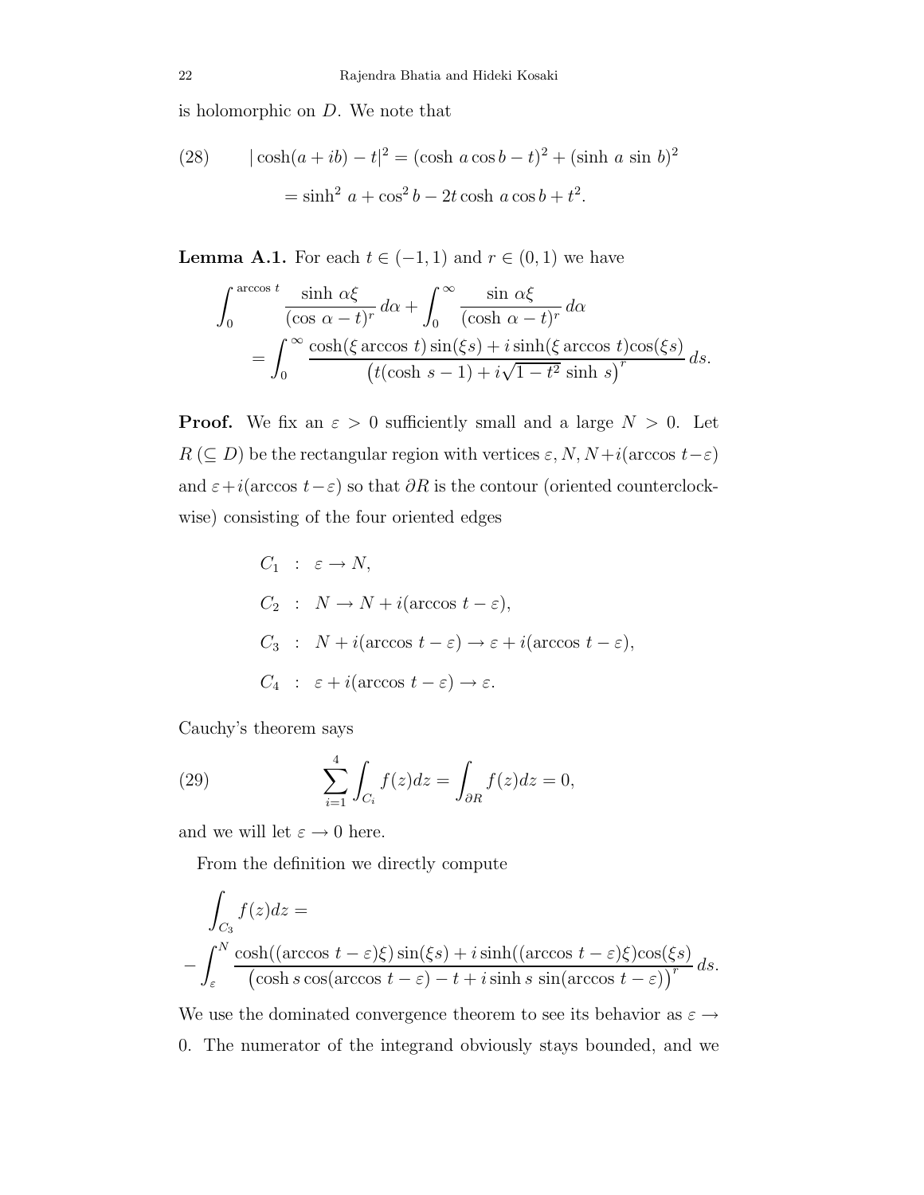is holomorphic on $D$. We note that

$$
\begin{aligned}
(28) \qquad |\cosh(a+ib)-t|^2 &= (\cosh\, a\cos b - t)^2 + (\sinh\, a\, \sin\, b)^2 \\
&= \sinh^2\, a + \cos^2 b - 2t\cosh\, a\cos b + t^2.
\end{aligned}
$$

**Lemma A.1.** For each $t \in (-1,1)$ and $r \in (0,1)$ we have

$$
\begin{aligned}
&\int_0^{\arccos\, t} \frac{\sinh\, \alpha\xi}{(\cos\, \alpha - t)^r}\, d\alpha + \int_0^{\infty} \frac{\sin\, \alpha\xi}{(\cosh\, \alpha - t)^r}\, d\alpha \\
&\qquad = \int_0^{\infty} \frac{\cosh(\xi\arccos\, t)\sin(\xi s) + i\sinh(\xi\arccos\, t)\cos(\xi s)}{\left(t(\cosh\, s - 1) + i\sqrt{1-t^2}\, \sinh\, s\right)^r}\, ds.
\end{aligned}
$$

**Proof.** We fix an $\varepsilon > 0$ sufficiently small and a large $N > 0$. Let $R\ (\subseteq D)$ be the rectangular region with vertices $\varepsilon, N, N+i(\arccos\, t-\varepsilon)$ and $\varepsilon+i(\arccos\, t-\varepsilon)$ so that $\partial R$ is the contour (oriented counterclockwise) consisting of the four oriented edges

$$
\begin{aligned}
C_1 &: \ \varepsilon \to N, \\
C_2 &: \ N \to N + i(\arccos\, t - \varepsilon), \\
C_3 &: \ N + i(\arccos\, t - \varepsilon) \to \varepsilon + i(\arccos\, t - \varepsilon), \\
C_4 &: \ \varepsilon + i(\arccos\, t - \varepsilon) \to \varepsilon.
\end{aligned}
$$

Cauchy's theorem says

$$
(29) \qquad \sum_{i=1}^{4} \int_{C_i} f(z)dz = \int_{\partial R} f(z)dz = 0,
$$

and we will let $\varepsilon \to 0$ here.

From the definition we directly compute

$$
\begin{aligned}
&\int_{C_3} f(z)dz = \\
&-\int_{\varepsilon}^{N} \frac{\cosh((\arccos\, t-\varepsilon)\xi)\sin(\xi s) + i\sinh((\arccos\, t-\varepsilon)\xi)\cos(\xi s)}{\left(\cosh s\cos(\arccos\, t-\varepsilon) - t + i\sinh s\, \sin(\arccos\, t-\varepsilon)\right)^r}\, ds.
\end{aligned}
$$

We use the dominated convergence theorem to see its behavior as $\varepsilon \to 0$. The numerator of the integrand obviously stays bounded, and we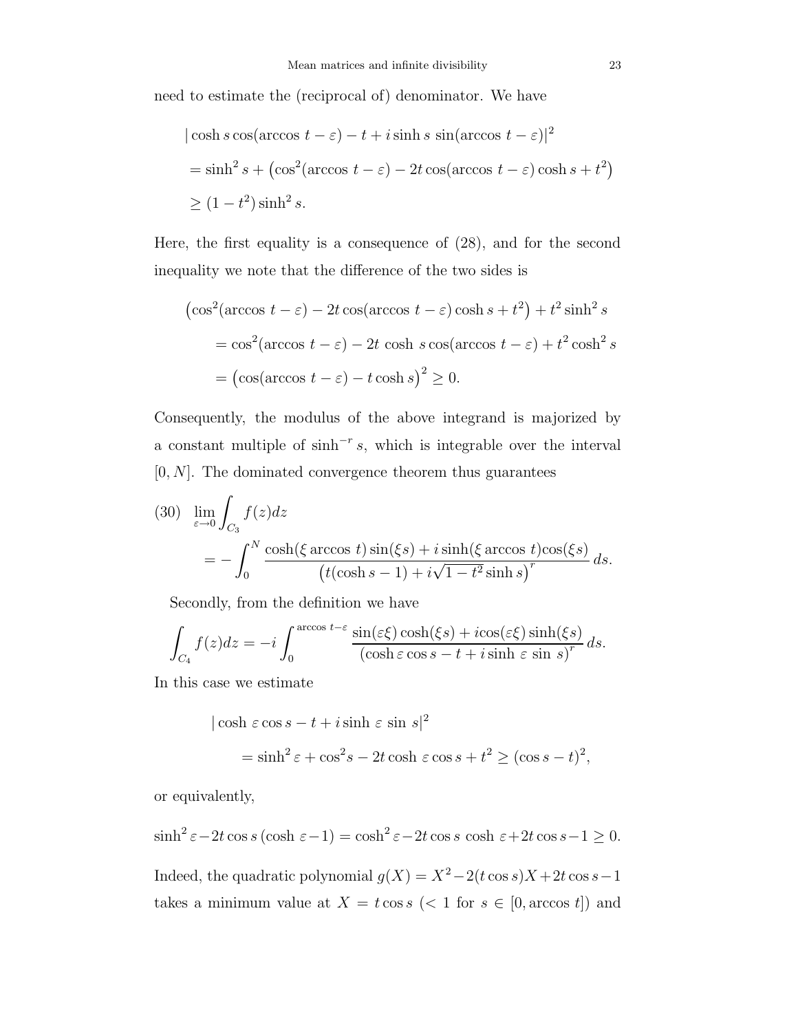need to estimate the (reciprocal of) denominator. We have

$$
\begin{aligned}
&|\cosh s \cos(\arccos t - \varepsilon) - t + i \sinh s \, \sin(\arccos t - \varepsilon)|^2 \\
&= \sinh^2 s + \left(\cos^2(\arccos t - \varepsilon) - 2t \cos(\arccos t - \varepsilon) \cosh s + t^2\right) \\
&\geq (1 - t^2) \sinh^2 s.
\end{aligned}
$$

Here, the first equality is a consequence of (28), and for the second inequality we note that the difference of the two sides is

$$
\begin{aligned}
&\left(\cos^2(\arccos t - \varepsilon) - 2t \cos(\arccos t - \varepsilon) \cosh s + t^2\right) + t^2 \sinh^2 s \\
&\quad = \cos^2(\arccos t - \varepsilon) - 2t \cosh s \cos(\arccos t - \varepsilon) + t^2 \cosh^2 s \\
&\quad = \left(\cos(\arccos t - \varepsilon) - t \cosh s\right)^2 \geq 0.
\end{aligned}
$$

Consequently, the modulus of the above integrand is majorized by a constant multiple of $\sinh^{-r} s$, which is integrable over the interval $[0, N]$. The dominated convergence theorem thus guarantees

$$
\begin{aligned}
(30) \quad &\lim_{\varepsilon \to 0} \int_{C_3} f(z) dz \\
&\quad = -\int_0^N \frac{\cosh(\xi \arccos t) \sin(\xi s) + i \sinh(\xi \arccos t) \cos(\xi s)}{\left(t(\cosh s - 1) + i\sqrt{1 - t^2} \sinh s\right)^r} \, ds.
\end{aligned}
$$

Secondly, from the definition we have

$$
\int_{C_4} f(z) dz = -i \int_0^{\arccos t - \varepsilon} \frac{\sin(\varepsilon \xi) \cosh(\xi s) + i \cos(\varepsilon \xi) \sinh(\xi s)}{(\cosh \varepsilon \cos s - t + i \sinh \varepsilon \, \sin s)^r} \, ds.
$$

In this case we estimate

$$
\begin{aligned}
&|\cosh \varepsilon \cos s - t + i \sinh \varepsilon \, \sin s|^2 \\
&\quad = \sinh^2 \varepsilon + \cos^2 s - 2t \cosh \varepsilon \cos s + t^2 \geq (\cos s - t)^2,
\end{aligned}
$$

or equivalently,

$$
\sinh^2 \varepsilon - 2t \cos s \, (\cosh \varepsilon - 1) = \cosh^2 \varepsilon - 2t \cos s \, \cosh \varepsilon + 2t \cos s - 1 \geq 0.
$$

Indeed, the quadratic polynomial $g(X) = X^2 - 2(t \cos s)X + 2t \cos s - 1$ takes a minimum value at $X = t \cos s$ ($< 1$ for $s \in [0, \arccos t]$) and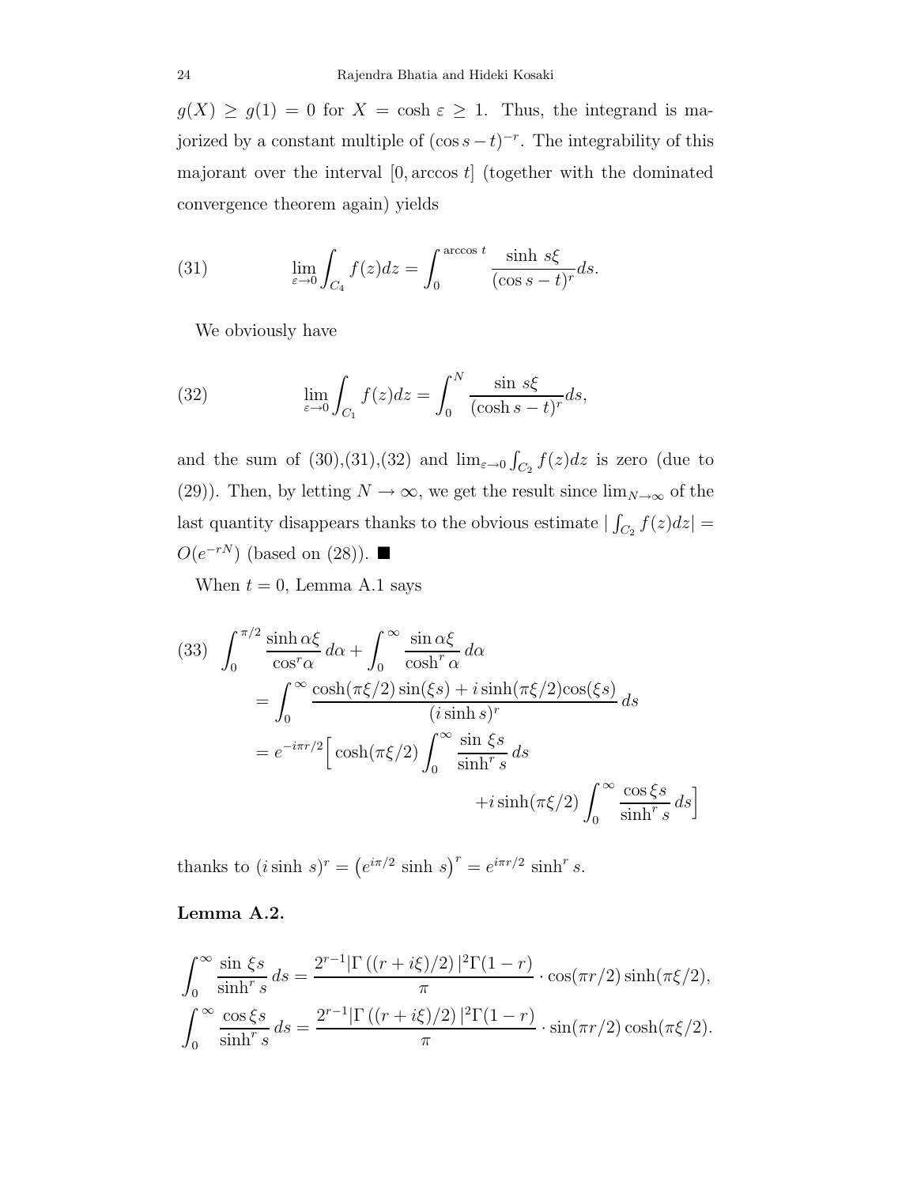$g(X) \geq g(1) = 0$ for $X = \cosh \varepsilon \geq 1$. Thus, the integrand is majorized by a constant multiple of $(\cos s - t)^{-r}$. The integrability of this majorant over the interval $[0, \arccos t]$ (together with the dominated convergence theorem again) yields

$$\lim_{\varepsilon \to 0} \int_{C_4} f(z)dz = \int_0^{\arccos t} \frac{\sinh s\xi}{(\cos s - t)^r} ds. \tag{31}$$

We obviously have

$$\lim_{\varepsilon \to 0} \int_{C_1} f(z)dz = \int_0^N \frac{\sin s\xi}{(\cosh s - t)^r} ds, \tag{32}$$

and the sum of (30),(31),(32) and $\lim_{\varepsilon \to 0} \int_{C_2} f(z)dz$ is zero (due to (29)). Then, by letting $N \to \infty$, we get the result since $\lim_{N \to \infty}$ of the last quantity disappears thanks to the obvious estimate $|\int_{C_2} f(z)dz| = O(e^{-rN})$ (based on (28)). ■

When $t = 0$, Lemma A.1 says

$$\begin{aligned}
(33) \quad & \int_0^{\pi/2} \frac{\sinh \alpha\xi}{\cos^r \alpha} \, d\alpha + \int_0^{\infty} \frac{\sin \alpha\xi}{\cosh^r \alpha} \, d\alpha \\
&= \int_0^{\infty} \frac{\cosh(\pi\xi/2)\sin(\xi s) + i\sinh(\pi\xi/2)\cos(\xi s)}{(i\sinh s)^r} \, ds \\
&= e^{-i\pi r/2}\Big[ \cosh(\pi\xi/2) \int_0^{\infty} \frac{\sin \xi s}{\sinh^r s} \, ds \\
&\qquad\qquad + i\sinh(\pi\xi/2) \int_0^{\infty} \frac{\cos \xi s}{\sinh^r s} \, ds \Big]
\end{aligned}$$

thanks to $(i \sinh s)^r = \left(e^{i\pi/2} \sinh s\right)^r = e^{i\pi r/2} \sinh^r s$.

**Lemma A.2.**

$$\int_0^{\infty} \frac{\sin \xi s}{\sinh^r s} \, ds = \frac{2^{r-1} |\Gamma\left((r + i\xi)/2\right)|^2 \Gamma(1-r)}{\pi} \cdot \cos(\pi r/2)\sinh(\pi\xi/2),$$

$$\int_0^{\infty} \frac{\cos \xi s}{\sinh^r s} \, ds = \frac{2^{r-1} |\Gamma\left((r + i\xi)/2\right)|^2 \Gamma(1-r)}{\pi} \cdot \sin(\pi r/2)\cosh(\pi\xi/2).$$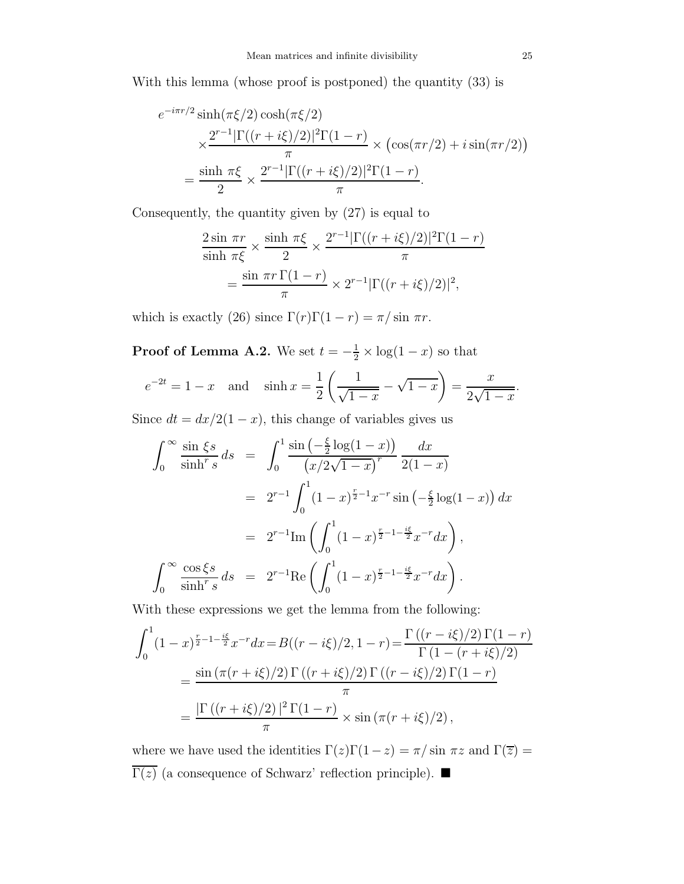With this lemma (whose proof is postponed) the quantity (33) is

$$
\begin{aligned}
&e^{-i\pi r/2}\sinh(\pi\xi/2)\cosh(\pi\xi/2)\\
&\qquad\times\frac{2^{r-1}|\Gamma((r+i\xi)/2)|^2\Gamma(1-r)}{\pi}\times\big(\cos(\pi r/2)+i\sin(\pi r/2)\big)\\
&\quad=\frac{\sinh\,\pi\xi}{2}\times\frac{2^{r-1}|\Gamma((r+i\xi)/2)|^2\Gamma(1-r)}{\pi}.
\end{aligned}
$$

Consequently, the quantity given by (27) is equal to

$$
\begin{aligned}
&\frac{2\sin\,\pi r}{\sinh\,\pi\xi}\times\frac{\sinh\,\pi\xi}{2}\times\frac{2^{r-1}|\Gamma((r+i\xi)/2)|^2\Gamma(1-r)}{\pi}\\
&\qquad=\frac{\sin\,\pi r\,\Gamma(1-r)}{\pi}\times 2^{r-1}|\Gamma((r+i\xi)/2)|^2,
\end{aligned}
$$

which is exactly (26) since $\Gamma(r)\Gamma(1-r)=\pi/\sin\,\pi r$.

**Proof of Lemma A.2.** We set $t=-\frac{1}{2}\times\log(1-x)$ so that

$$
e^{-2t}=1-x\quad\text{and}\quad\sinh x=\frac{1}{2}\left(\frac{1}{\sqrt{1-x}}-\sqrt{1-x}\right)=\frac{x}{2\sqrt{1-x}}.
$$

Since $dt=dx/2(1-x)$, this change of variables gives us

$$
\begin{aligned}
\int_0^\infty\frac{\sin\,\xi s}{\sinh^r s}\,ds &= \int_0^1\frac{\sin\left(-\frac{\xi}{2}\log(1-x)\right)}{\left(x/2\sqrt{1-x}\right)^r}\,\frac{dx}{2(1-x)}\\
&= 2^{r-1}\int_0^1(1-x)^{\frac{r}{2}-1}x^{-r}\sin\left(-\tfrac{\xi}{2}\log(1-x)\right)dx\\
&= 2^{r-1}\mathrm{Im}\left(\int_0^1(1-x)^{\frac{r}{2}-1-\frac{i\xi}{2}}x^{-r}dx\right),\\
\int_0^\infty\frac{\cos\xi s}{\sinh^r s}\,ds &= 2^{r-1}\mathrm{Re}\left(\int_0^1(1-x)^{\frac{r}{2}-1-\frac{i\xi}{2}}x^{-r}dx\right).
\end{aligned}
$$

With these expressions we get the lemma from the following:

$$
\begin{aligned}
\int_0^1(1-x)^{\frac{r}{2}-1-\frac{i\xi}{2}}x^{-r}dx &= B((r-i\xi)/2,1-r)=\frac{\Gamma\left((r-i\xi)/2\right)\Gamma(1-r)}{\Gamma\left(1-(r+i\xi)/2\right)}\\
&=\frac{\sin\left(\pi(r+i\xi)/2\right)\Gamma\left((r+i\xi)/2\right)\Gamma\left((r-i\xi)/2\right)\Gamma(1-r)}{\pi}\\
&=\frac{|\Gamma\left((r+i\xi)/2\right)|^2\,\Gamma(1-r)}{\pi}\times\sin\left(\pi(r+i\xi)/2\right),
\end{aligned}
$$

where we have used the identities $\Gamma(z)\Gamma(1-z)=\pi/\sin\,\pi z$ and $\Gamma(\overline{z})=\overline{\Gamma(z)}$ (a consequence of Schwarz' reflection principle). ■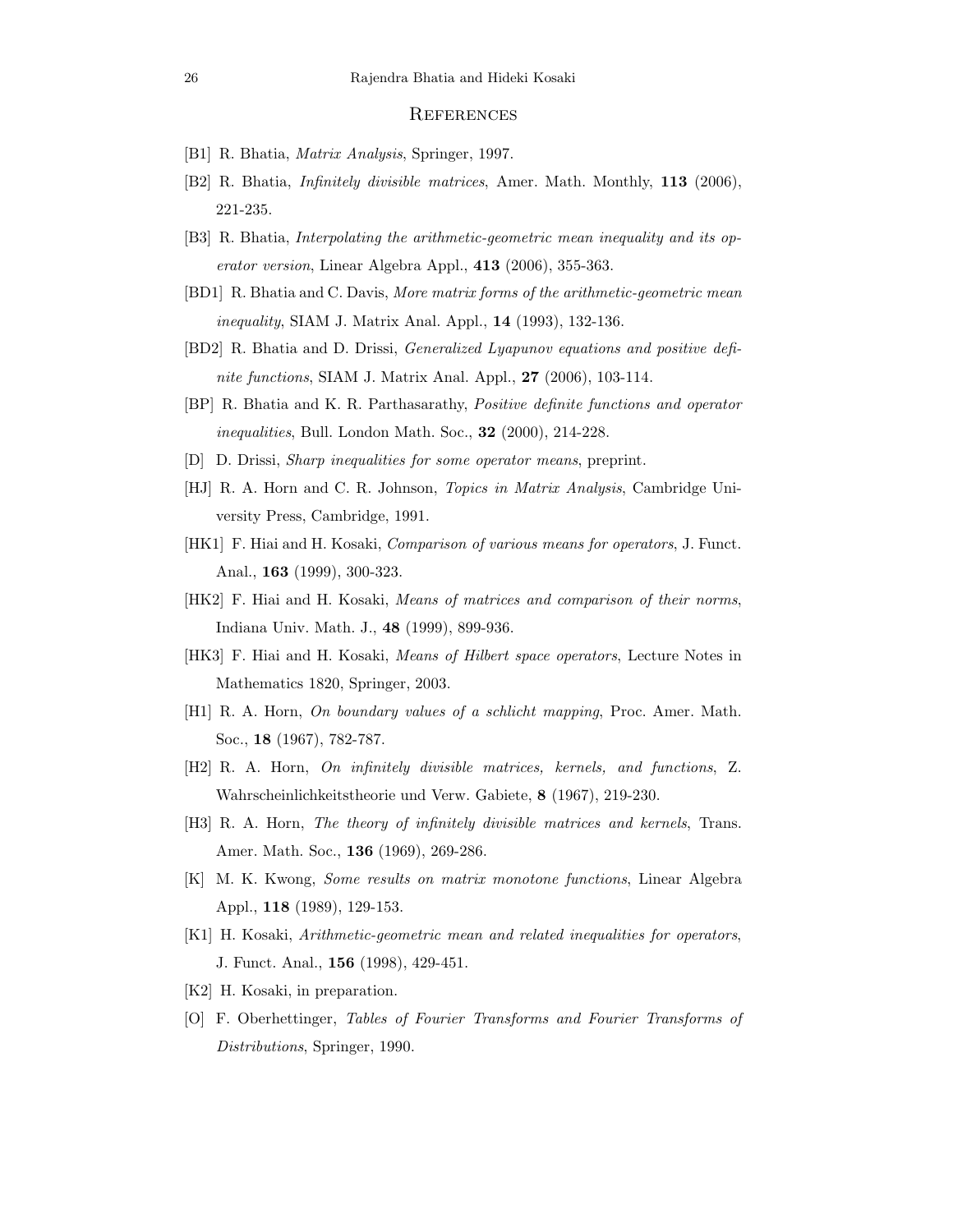## References

[B1] R. Bhatia, *Matrix Analysis*, Springer, 1997.

[B2] R. Bhatia, *Infinitely divisible matrices*, Amer. Math. Monthly, **113** (2006), 221-235.

[B3] R. Bhatia, *Interpolating the arithmetic-geometric mean inequality and its operator version*, Linear Algebra Appl., **413** (2006), 355-363.

[BD1] R. Bhatia and C. Davis, *More matrix forms of the arithmetic-geometric mean inequality*, SIAM J. Matrix Anal. Appl., **14** (1993), 132-136.

[BD2] R. Bhatia and D. Drissi, *Generalized Lyapunov equations and positive definite functions*, SIAM J. Matrix Anal. Appl., **27** (2006), 103-114.

[BP] R. Bhatia and K. R. Parthasarathy, *Positive definite functions and operator inequalities*, Bull. London Math. Soc., **32** (2000), 214-228.

[D] D. Drissi, *Sharp inequalities for some operator means*, preprint.

[HJ] R. A. Horn and C. R. Johnson, *Topics in Matrix Analysis*, Cambridge University Press, Cambridge, 1991.

[HK1] F. Hiai and H. Kosaki, *Comparison of various means for operators*, J. Funct. Anal., **163** (1999), 300-323.

[HK2] F. Hiai and H. Kosaki, *Means of matrices and comparison of their norms*, Indiana Univ. Math. J., **48** (1999), 899-936.

[HK3] F. Hiai and H. Kosaki, *Means of Hilbert space operators*, Lecture Notes in Mathematics 1820, Springer, 2003.

[H1] R. A. Horn, *On boundary values of a schlicht mapping*, Proc. Amer. Math. Soc., **18** (1967), 782-787.

[H2] R. A. Horn, *On infinitely divisible matrices, kernels, and functions*, Z. Wahrscheinlichkeitstheorie und Verw. Gabiete, **8** (1967), 219-230.

[H3] R. A. Horn, *The theory of infinitely divisible matrices and kernels*, Trans. Amer. Math. Soc., **136** (1969), 269-286.

[K] M. K. Kwong, *Some results on matrix monotone functions*, Linear Algebra Appl., **118** (1989), 129-153.

[K1] H. Kosaki, *Arithmetic-geometric mean and related inequalities for operators*, J. Funct. Anal., **156** (1998), 429-451.

[K2] H. Kosaki, in preparation.

[O] F. Oberhettinger, *Tables of Fourier Transforms and Fourier Transforms of Distributions*, Springer, 1990.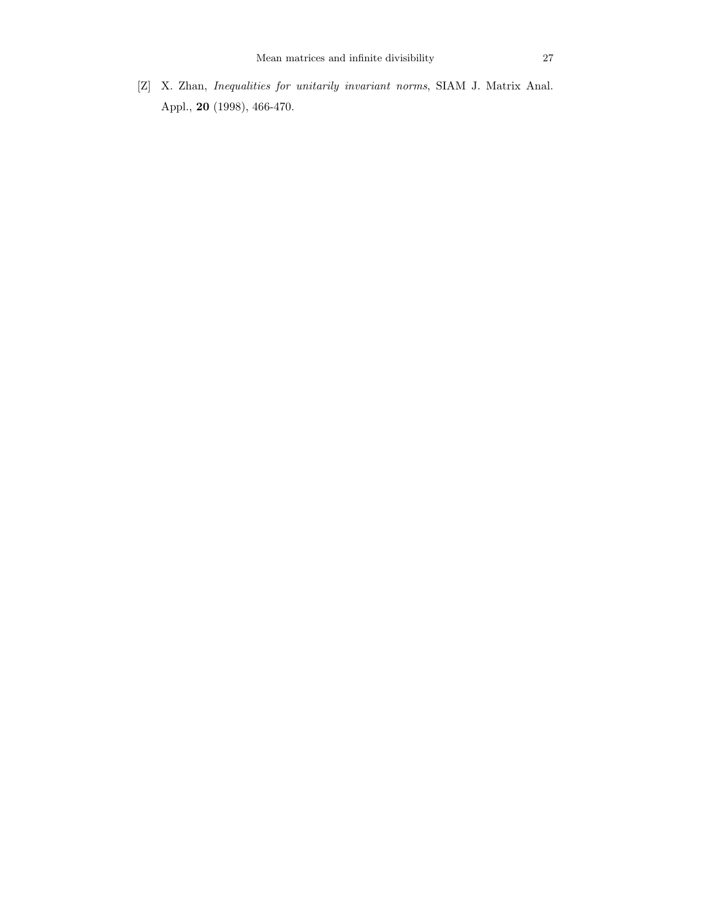[Z] X. Zhan, *Inequalities for unitarily invariant norms*, SIAM J. Matrix Anal. Appl., **20** (1998), 466-470.